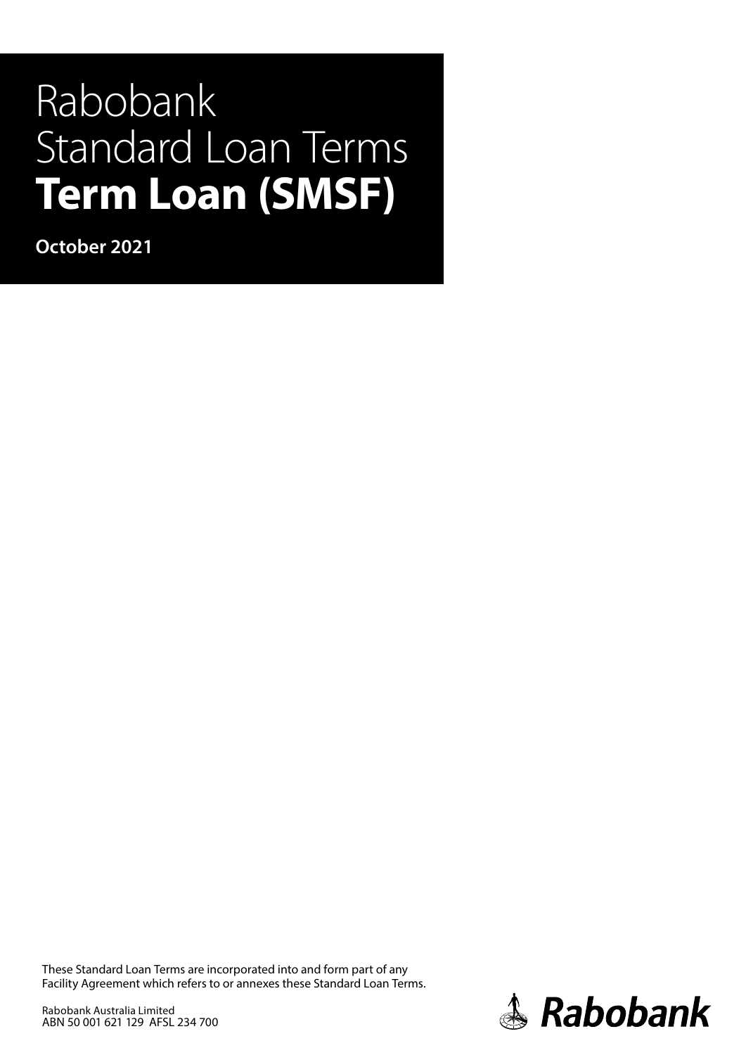# Rabobank Standard Loan Terms **Term Loan (SMSF)**

**October 2021**

These Standard Loan Terms are incorporated into and form part of any Facility Agreement which refers to or annexes these Standard Loan Terms.

Rabobank Australia Limited
ABN 50 001 621 129 AFSL 234 700

Rabobank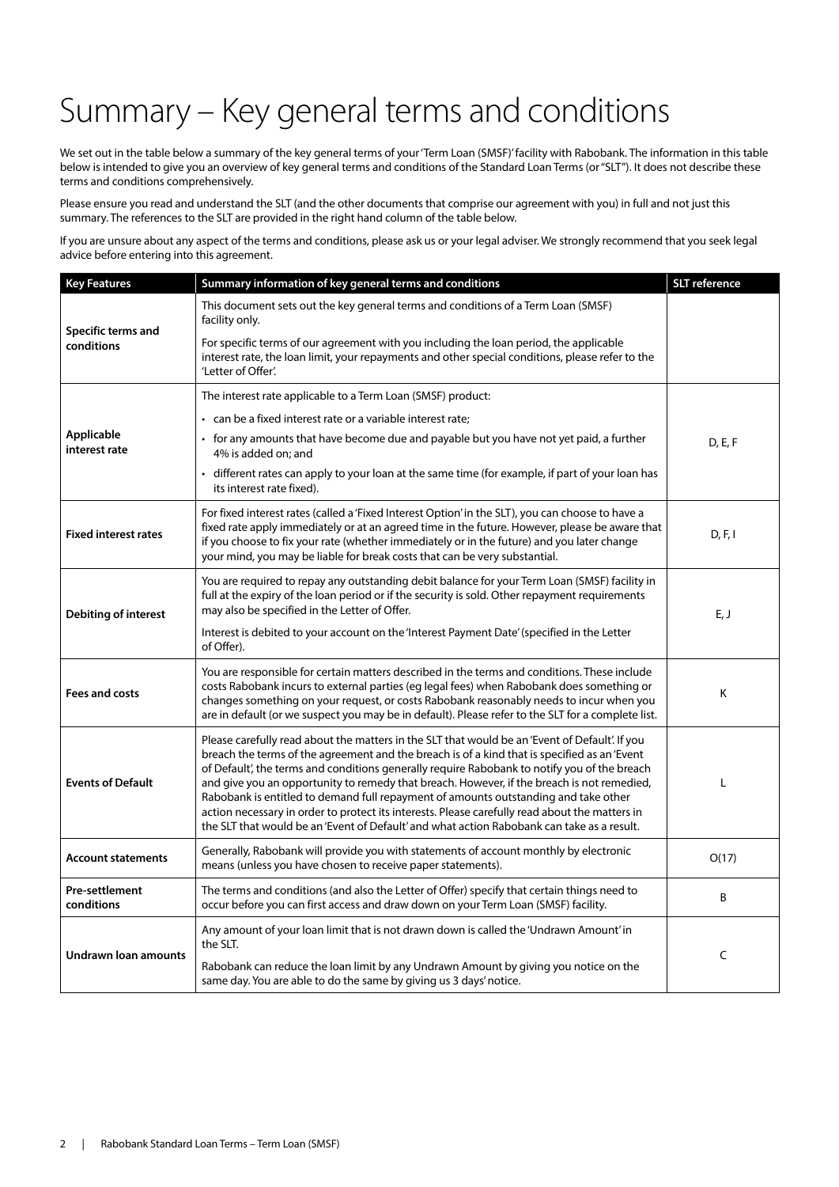# Summary – Key general terms and conditions

We set out in the table below a summary of the key general terms of your 'Term Loan (SMSF)' facility with Rabobank. The information in this table below is intended to give you an overview of key general terms and conditions of the Standard Loan Terms (or "SLT"). It does not describe these terms and conditions comprehensively.

Please ensure you read and understand the SLT (and the other documents that comprise our agreement with you) in full and not just this summary. The references to the SLT are provided in the right hand column of the table below.

If you are unsure about any aspect of the terms and conditions, please ask us or your legal adviser. We strongly recommend that you seek legal advice before entering into this agreement.

| Key Features | Summary information of key general terms and conditions | SLT reference |
|---|---|---|
| **Specific terms and conditions** | This document sets out the key general terms and conditions of a Term Loan (SMSF) facility only.<br><br>For specific terms of our agreement with you including the loan period, the applicable interest rate, the loan limit, your repayments and other special conditions, please refer to the 'Letter of Offer'. | |
| **Applicable interest rate** | The interest rate applicable to a Term Loan (SMSF) product:<br>• can be a fixed interest rate or a variable interest rate;<br>• for any amounts that have become due and payable but you have not yet paid, a further 4% is added on; and<br>• different rates can apply to your loan at the same time (for example, if part of your loan has its interest rate fixed). | D, E, F |
| **Fixed interest rates** | For fixed interest rates (called a 'Fixed Interest Option' in the SLT), you can choose to have a fixed rate apply immediately or at an agreed time in the future. However, please be aware that if you choose to fix your rate (whether immediately or in the future) and you later change your mind, you may be liable for break costs that can be very substantial. | D, F, I |
| **Debiting of interest** | You are required to repay any outstanding debit balance for your Term Loan (SMSF) facility in full at the expiry of the loan period or if the security is sold. Other repayment requirements may also be specified in the Letter of Offer.<br><br>Interest is debited to your account on the 'Interest Payment Date' (specified in the Letter of Offer). | E, J |
| **Fees and costs** | You are responsible for certain matters described in the terms and conditions. These include costs Rabobank incurs to external parties (eg legal fees) when Rabobank does something or changes something on your request, or costs Rabobank reasonably needs to incur when you are in default (or we suspect you may be in default). Please refer to the SLT for a complete list. | K |
| **Events of Default** | Please carefully read about the matters in the SLT that would be an 'Event of Default'. If you breach the terms of the agreement and the breach is of a kind that is specified as an 'Event of Default', the terms and conditions generally require Rabobank to notify you of the breach and give you an opportunity to remedy that breach. However, if the breach is not remedied, Rabobank is entitled to demand full repayment of amounts outstanding and take other action necessary in order to protect its interests. Please carefully read about the matters in the SLT that would be an 'Event of Default' and what action Rabobank can take as a result. | L |
| **Account statements** | Generally, Rabobank will provide you with statements of account monthly by electronic means (unless you have chosen to receive paper statements). | O(17) |
| **Pre-settlement conditions** | The terms and conditions (and also the Letter of Offer) specify that certain things need to occur before you can first access and draw down on your Term Loan (SMSF) facility. | B |
| **Undrawn loan amounts** | Any amount of your loan limit that is not drawn down is called the 'Undrawn Amount' in the SLT.<br><br>Rabobank can reduce the loan limit by any Undrawn Amount by giving you notice on the same day. You are able to do the same by giving us 3 days' notice. | C |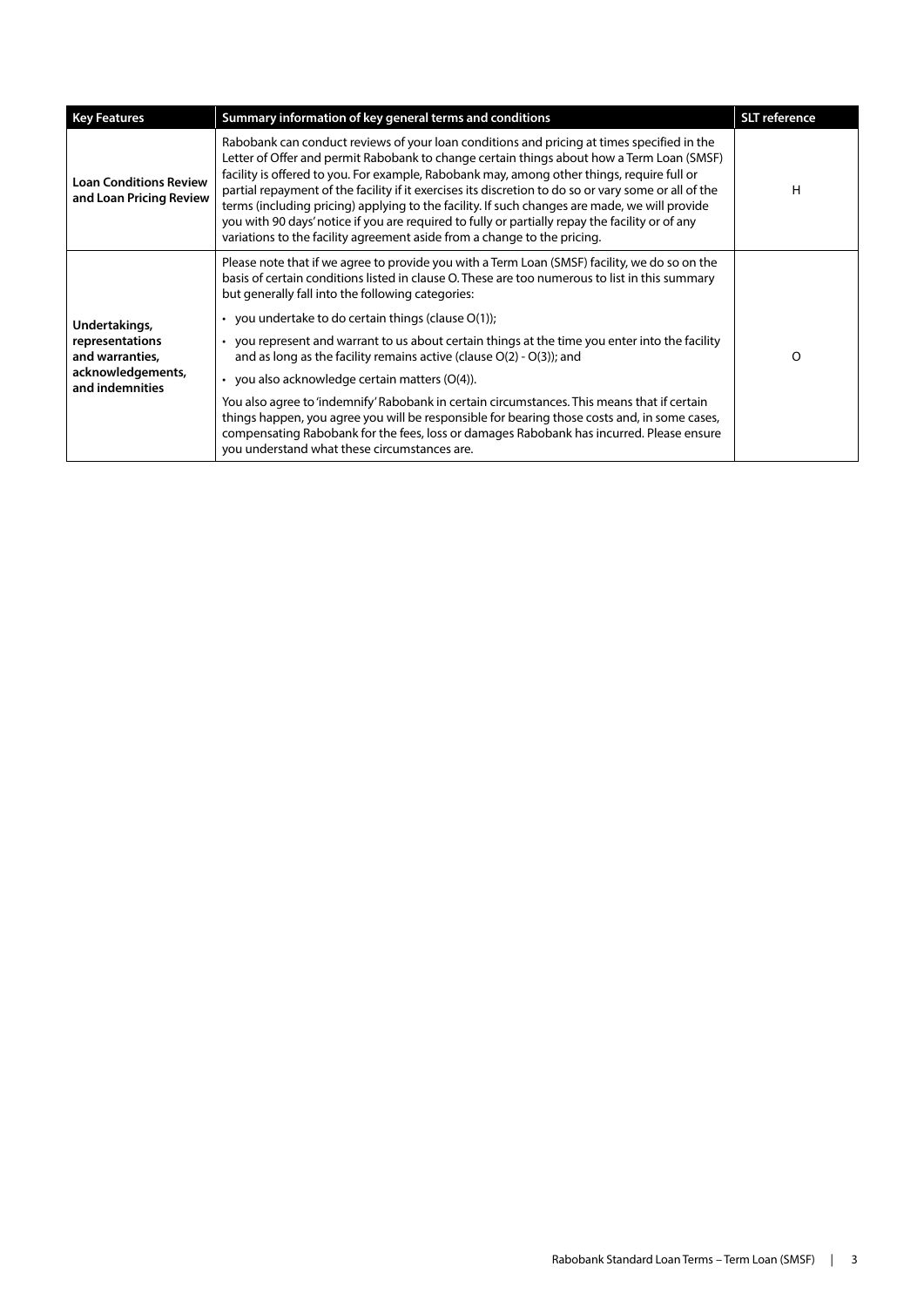| Key Features | Summary information of key general terms and conditions | SLT reference |
|---|---|---|
| **Loan Conditions Review and Loan Pricing Review** | Rabobank can conduct reviews of your loan conditions and pricing at times specified in the Letter of Offer and permit Rabobank to change certain things about how a Term Loan (SMSF) facility is offered to you. For example, Rabobank may, among other things, require full or partial repayment of the facility if it exercises its discretion to do so or vary some or all of the terms (including pricing) applying to the facility. If such changes are made, we will provide you with 90 days' notice if you are required to fully or partially repay the facility or of any variations to the facility agreement aside from a change to the pricing. | H |
| **Undertakings, representations and warranties, acknowledgements, and indemnities** | Please note that if we agree to provide you with a Term Loan (SMSF) facility, we do so on the basis of certain conditions listed in clause O. These are too numerous to list in this summary but generally fall into the following categories:<br>• you undertake to do certain things (clause O(1));<br>• you represent and warrant to us about certain things at the time you enter into the facility and as long as the facility remains active (clause O(2) - O(3)); and<br>• you also acknowledge certain matters (O(4)).<br>You also agree to 'indemnify' Rabobank in certain circumstances. This means that if certain things happen, you agree you will be responsible for bearing those costs and, in some cases, compensating Rabobank for the fees, loss or damages Rabobank has incurred. Please ensure you understand what these circumstances are. | O |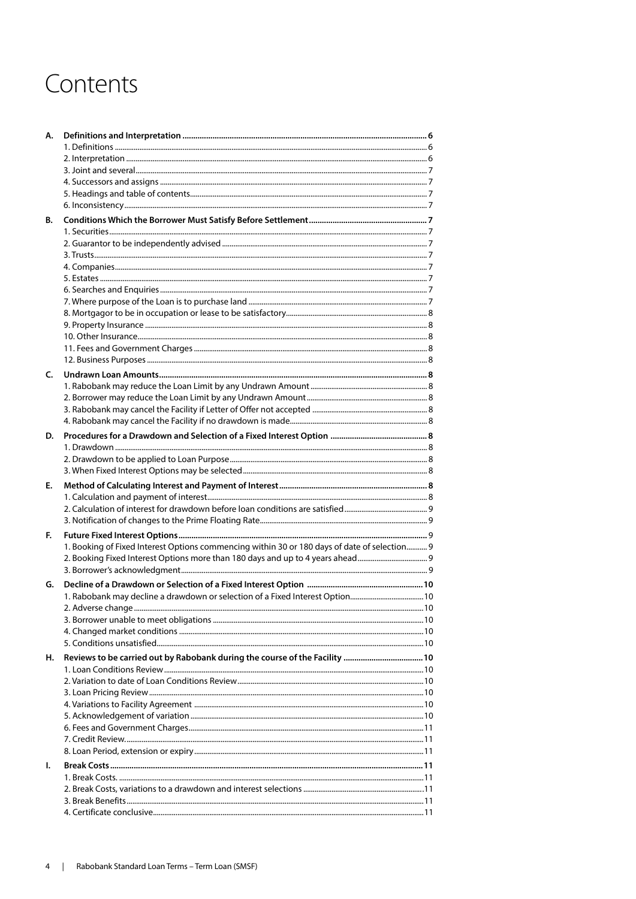# Contents

**A. Definitions and Interpretation** ..... 6
- 1. Definitions ..... 6
- 2. Interpretation ..... 6
- 3. Joint and several ..... 7
- 4. Successors and assigns ..... 7
- 5. Headings and table of contents ..... 7
- 6. Inconsistency ..... 7

**B. Conditions Which the Borrower Must Satisfy Before Settlement** ..... 7
- 1. Securities ..... 7
- 2. Guarantor to be independently advised ..... 7
- 3. Trusts ..... 7
- 4. Companies ..... 7
- 5. Estates ..... 7
- 6. Searches and Enquiries ..... 7
- 7. Where purpose of the Loan is to purchase land ..... 7
- 8. Mortgagor to be in occupation or lease to be satisfactory ..... 8
- 9. Property Insurance ..... 8
- 10. Other Insurance ..... 8
- 11. Fees and Government Charges ..... 8
- 12. Business Purposes ..... 8

**C. Undrawn Loan Amounts** ..... 8
- 1. Rabobank may reduce the Loan Limit by any Undrawn Amount ..... 8
- 2. Borrower may reduce the Loan Limit by any Undrawn Amount ..... 8
- 3. Rabobank may cancel the Facility if Letter of Offer not accepted ..... 8
- 4. Rabobank may cancel the Facility if no drawdown is made ..... 8

**D. Procedures for a Drawdown and Selection of a Fixed Interest Option** ..... 8
- 1. Drawdown ..... 8
- 2. Drawdown to be applied to Loan Purpose ..... 8
- 3. When Fixed Interest Options may be selected ..... 8

**E. Method of Calculating Interest and Payment of Interest** ..... 8
- 1. Calculation and payment of interest ..... 8
- 2. Calculation of interest for drawdown before loan conditions are satisfied ..... 9
- 3. Notification of changes to the Prime Floating Rate ..... 9

**F. Future Fixed Interest Options** ..... 9
- 1. Booking of Fixed Interest Options commencing within 30 or 180 days of date of selection ..... 9
- 2. Booking Fixed Interest Options more than 180 days and up to 4 years ahead ..... 9
- 3. Borrower's acknowledgment ..... 9

**G. Decline of a Drawdown or Selection of a Fixed Interest Option** ..... 10
- 1. Rabobank may decline a drawdown or selection of a Fixed Interest Option ..... 10
- 2. Adverse change ..... 10
- 3. Borrower unable to meet obligations ..... 10
- 4. Changed market conditions ..... 10
- 5. Conditions unsatisfied ..... 10

**H. Reviews to be carried out by Rabobank during the course of the Facility** ..... 10
- 1. Loan Conditions Review ..... 10
- 2. Variation to date of Loan Conditions Review ..... 10
- 3. Loan Pricing Review ..... 10
- 4. Variations to Facility Agreement ..... 10
- 5. Acknowledgement of variation ..... 10
- 6. Fees and Government Charges ..... 11
- 7. Credit Review. ..... 11
- 8. Loan Period, extension or expiry ..... 11

**I. Break Costs** ..... 11
- 1. Break Costs. ..... 11
- 2. Break Costs, variations to a drawdown and interest selections ..... 11
- 3. Break Benefits ..... 11
- 4. Certificate conclusive ..... 11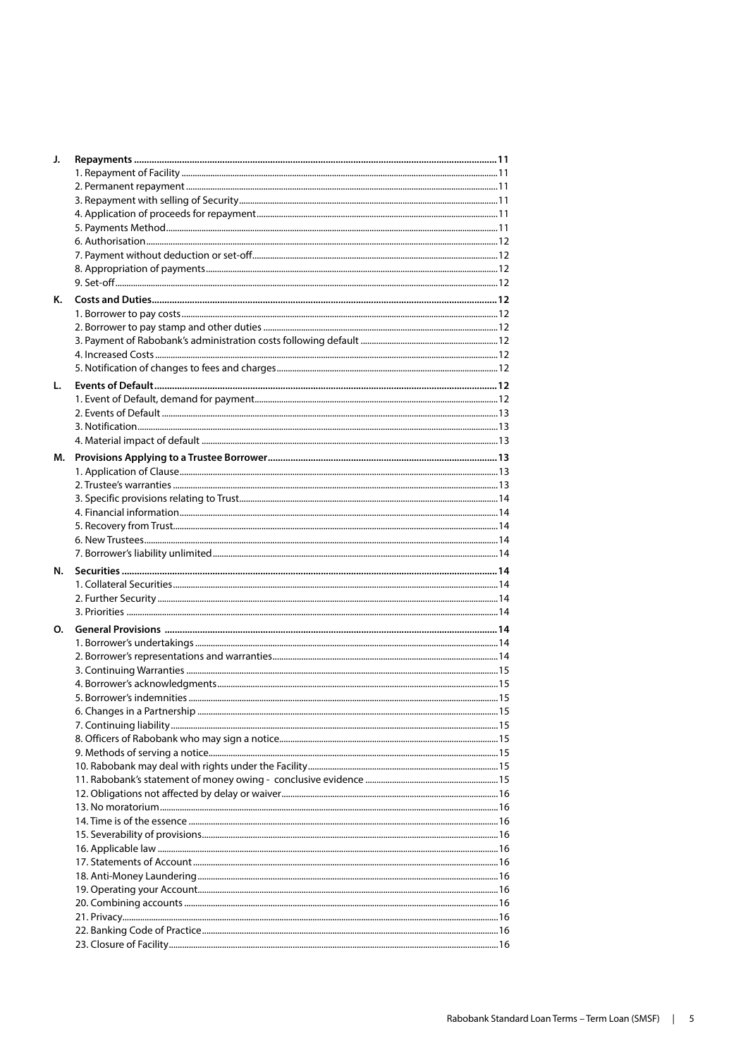**J. Repayments** ..... 11

1. Repayment of Facility ..... 11
2. Permanent repayment ..... 11
3. Repayment with selling of Security ..... 11
4. Application of proceeds for repayment ..... 11
5. Payments Method ..... 11
6. Authorisation ..... 12
7. Payment without deduction or set-off ..... 12
8. Appropriation of payments ..... 12
9. Set-off ..... 12

**K. Costs and Duties** ..... 12

1. Borrower to pay costs ..... 12
2. Borrower to pay stamp and other duties ..... 12
3. Payment of Rabobank's administration costs following default ..... 12
4. Increased Costs ..... 12
5. Notification of changes to fees and charges ..... 12

**L. Events of Default** ..... 12

1. Event of Default, demand for payment ..... 12
2. Events of Default ..... 13
3. Notification ..... 13
4. Material impact of default ..... 13

**M. Provisions Applying to a Trustee Borrower** ..... 13

1. Application of Clause ..... 13
2. Trustee's warranties ..... 13
3. Specific provisions relating to Trust ..... 14
4. Financial information ..... 14
5. Recovery from Trust ..... 14
6. New Trustees ..... 14
7. Borrower's liability unlimited ..... 14

**N. Securities** ..... 14

1. Collateral Securities ..... 14
2. Further Security ..... 14
3. Priorities ..... 14

**O. General Provisions** ..... 14

1. Borrower's undertakings ..... 14
2. Borrower's representations and warranties ..... 14
3. Continuing Warranties ..... 15
4. Borrower's acknowledgments ..... 15
5. Borrower's indemnities ..... 15
6. Changes in a Partnership ..... 15
7. Continuing liability ..... 15
8. Officers of Rabobank who may sign a notice ..... 15
9. Methods of serving a notice ..... 15
10. Rabobank may deal with rights under the Facility ..... 15
11. Rabobank's statement of money owing - conclusive evidence ..... 15
12. Obligations not affected by delay or waiver ..... 16
13. No moratorium ..... 16
14. Time is of the essence ..... 16
15. Severability of provisions ..... 16
16. Applicable law ..... 16
17. Statements of Account ..... 16
18. Anti-Money Laundering ..... 16
19. Operating your Account ..... 16
20. Combining accounts ..... 16
21. Privacy ..... 16
22. Banking Code of Practice ..... 16
23. Closure of Facility ..... 16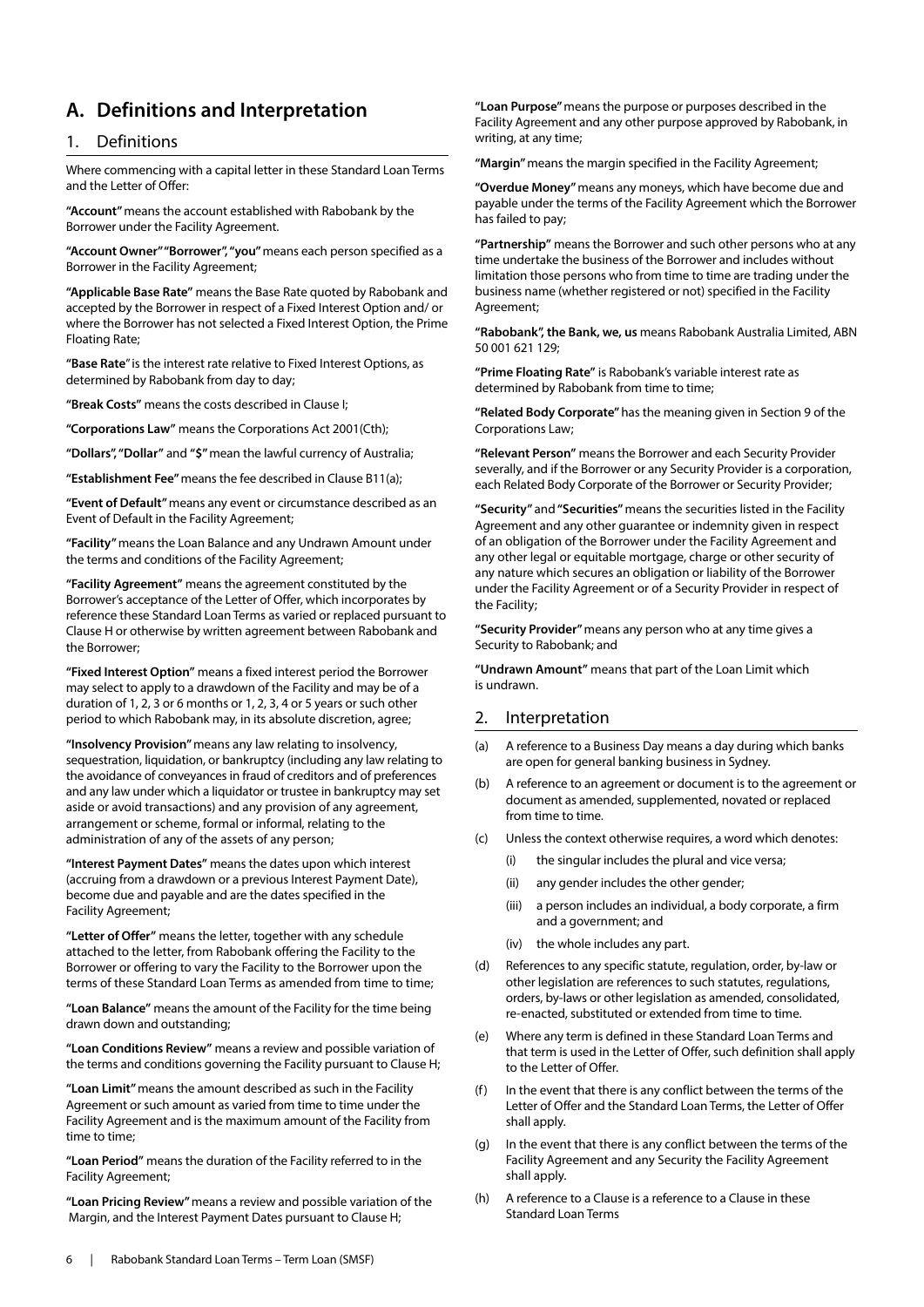# A. Definitions and Interpretation

## 1. Definitions

Where commencing with a capital letter in these Standard Loan Terms and the Letter of Offer:

**"Account"** means the account established with Rabobank by the Borrower under the Facility Agreement.

**"Account Owner" "Borrower", "you"** means each person specified as a Borrower in the Facility Agreement;

**"Applicable Base Rate"** means the Base Rate quoted by Rabobank and accepted by the Borrower in respect of a Fixed Interest Option and/ or where the Borrower has not selected a Fixed Interest Option, the Prime Floating Rate;

**"Base Rate"** is the interest rate relative to Fixed Interest Options, as determined by Rabobank from day to day;

**"Break Costs"** means the costs described in Clause I;

**"Corporations Law"** means the Corporations Act 2001(Cth);

**"Dollars", "Dollar"** and **"$"** mean the lawful currency of Australia;

**"Establishment Fee"** means the fee described in Clause B11(a);

**"Event of Default"** means any event or circumstance described as an Event of Default in the Facility Agreement;

**"Facility"** means the Loan Balance and any Undrawn Amount under the terms and conditions of the Facility Agreement;

**"Facility Agreement"** means the agreement constituted by the Borrower's acceptance of the Letter of Offer, which incorporates by reference these Standard Loan Terms as varied or replaced pursuant to Clause H or otherwise by written agreement between Rabobank and the Borrower;

**"Fixed Interest Option"** means a fixed interest period the Borrower may select to apply to a drawdown of the Facility and may be of a duration of 1, 2, 3 or 6 months or 1, 2, 3, 4 or 5 years or such other period to which Rabobank may, in its absolute discretion, agree;

**"Insolvency Provision"** means any law relating to insolvency, sequestration, liquidation, or bankruptcy (including any law relating to the avoidance of conveyances in fraud of creditors and of preferences and any law under which a liquidator or trustee in bankruptcy may set aside or avoid transactions) and any provision of any agreement, arrangement or scheme, formal or informal, relating to the administration of any of the assets of any person;

**"Interest Payment Dates"** means the dates upon which interest (accruing from a drawdown or a previous Interest Payment Date), become due and payable and are the dates specified in the Facility Agreement;

**"Letter of Offer"** means the letter, together with any schedule attached to the letter, from Rabobank offering the Facility to the Borrower or offering to vary the Facility to the Borrower upon the terms of these Standard Loan Terms as amended from time to time;

**"Loan Balance"** means the amount of the Facility for the time being drawn down and outstanding;

**"Loan Conditions Review"** means a review and possible variation of the terms and conditions governing the Facility pursuant to Clause H;

**"Loan Limit"** means the amount described as such in the Facility Agreement or such amount as varied from time to time under the Facility Agreement and is the maximum amount of the Facility from time to time;

**"Loan Period"** means the duration of the Facility referred to in the Facility Agreement;

**"Loan Pricing Review"** means a review and possible variation of the Margin, and the Interest Payment Dates pursuant to Clause H;

**"Loan Purpose"** means the purpose or purposes described in the Facility Agreement and any other purpose approved by Rabobank, in writing, at any time;

**"Margin"** means the margin specified in the Facility Agreement;

**"Overdue Money"** means any moneys, which have become due and payable under the terms of the Facility Agreement which the Borrower has failed to pay;

**"Partnership"** means the Borrower and such other persons who at any time undertake the business of the Borrower and includes without limitation those persons who from time to time are trading under the business name (whether registered or not) specified in the Facility Agreement;

**"Rabobank", the Bank, we, us** means Rabobank Australia Limited, ABN 50 001 621 129;

**"Prime Floating Rate"** is Rabobank's variable interest rate as determined by Rabobank from time to time;

**"Related Body Corporate"** has the meaning given in Section 9 of the Corporations Law;

**"Relevant Person"** means the Borrower and each Security Provider severally, and if the Borrower or any Security Provider is a corporation, each Related Body Corporate of the Borrower or Security Provider;

**"Security"** and **"Securities"** means the securities listed in the Facility Agreement and any other guarantee or indemnity given in respect of an obligation of the Borrower under the Facility Agreement and any other legal or equitable mortgage, charge or other security of any nature which secures an obligation or liability of the Borrower under the Facility Agreement or of a Security Provider in respect of the Facility;

**"Security Provider"** means any person who at any time gives a Security to Rabobank; and

**"Undrawn Amount"** means that part of the Loan Limit which is undrawn.

## 2. Interpretation

(a) A reference to a Business Day means a day during which banks are open for general banking business in Sydney.

(b) A reference to an agreement or document is to the agreement or document as amended, supplemented, novated or replaced from time to time.

(c) Unless the context otherwise requires, a word which denotes:

  (i) the singular includes the plural and vice versa;

  (ii) any gender includes the other gender;

  (iii) a person includes an individual, a body corporate, a firm and a government; and

  (iv) the whole includes any part.

(d) References to any specific statute, regulation, order, by-law or other legislation are references to such statutes, regulations, orders, by-laws or other legislation as amended, consolidated, re-enacted, substituted or extended from time to time.

(e) Where any term is defined in these Standard Loan Terms and that term is used in the Letter of Offer, such definition shall apply to the Letter of Offer.

(f) In the event that there is any conflict between the terms of the Letter of Offer and the Standard Loan Terms, the Letter of Offer shall apply.

(g) In the event that there is any conflict between the terms of the Facility Agreement and any Security the Facility Agreement shall apply.

(h) A reference to a Clause is a reference to a Clause in these Standard Loan Terms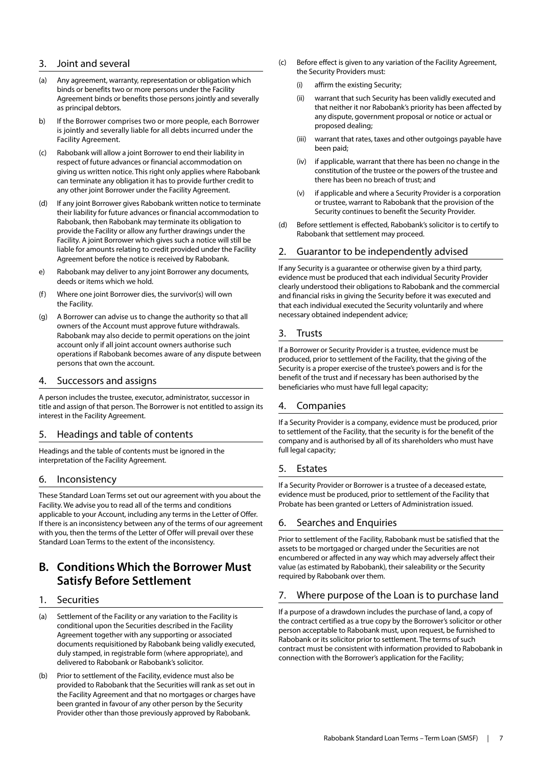## 3. Joint and several

(a) Any agreement, warranty, representation or obligation which binds or benefits two or more persons under the Facility Agreement binds or benefits those persons jointly and severally as principal debtors.

b) If the Borrower comprises two or more people, each Borrower is jointly and severally liable for all debts incurred under the Facility Agreement.

(c) Rabobank will allow a joint Borrower to end their liability in respect of future advances or financial accommodation on giving us written notice. This right only applies where Rabobank can terminate any obligation it has to provide further credit to any other joint Borrower under the Facility Agreement.

(d) If any joint Borrower gives Rabobank written notice to terminate their liability for future advances or financial accommodation to Rabobank, then Rabobank may terminate its obligation to provide the Facility or allow any further drawings under the Facility. A joint Borrower which gives such a notice will still be liable for amounts relating to credit provided under the Facility Agreement before the notice is received by Rabobank.

e) Rabobank may deliver to any joint Borrower any documents, deeds or items which we hold.

(f) Where one joint Borrower dies, the survivor(s) will own the Facility.

(g) A Borrower can advise us to change the authority so that all owners of the Account must approve future withdrawals. Rabobank may also decide to permit operations on the joint account only if all joint account owners authorise such operations if Rabobank becomes aware of any dispute between persons that own the account.

## 4. Successors and assigns

A person includes the trustee, executor, administrator, successor in title and assign of that person. The Borrower is not entitled to assign its interest in the Facility Agreement.

## 5. Headings and table of contents

Headings and the table of contents must be ignored in the interpretation of the Facility Agreement.

## 6. Inconsistency

These Standard Loan Terms set out our agreement with you about the Facility. We advise you to read all of the terms and conditions applicable to your Account, including any terms in the Letter of Offer. If there is an inconsistency between any of the terms of our agreement with you, then the terms of the Letter of Offer will prevail over these Standard Loan Terms to the extent of the inconsistency.

# B. Conditions Which the Borrower Must Satisfy Before Settlement

## 1. Securities

(a) Settlement of the Facility or any variation to the Facility is conditional upon the Securities described in the Facility Agreement together with any supporting or associated documents requisitioned by Rabobank being validly executed, duly stamped, in registrable form (where appropriate), and delivered to Rabobank or Rabobank's solicitor.

(b) Prior to settlement of the Facility, evidence must also be provided to Rabobank that the Securities will rank as set out in the Facility Agreement and that no mortgages or charges have been granted in favour of any other person by the Security Provider other than those previously approved by Rabobank.

(c) Before effect is given to any variation of the Facility Agreement, the Security Providers must:

(i) affirm the existing Security;

(ii) warrant that such Security has been validly executed and that neither it nor Rabobank's priority has been affected by any dispute, government proposal or notice or actual or proposed dealing;

(iii) warrant that rates, taxes and other outgoings payable have been paid;

(iv) if applicable, warrant that there has been no change in the constitution of the trustee or the powers of the trustee and there has been no breach of trust; and

(v) if applicable and where a Security Provider is a corporation or trustee, warrant to Rabobank that the provision of the Security continues to benefit the Security Provider.

(d) Before settlement is effected, Rabobank's solicitor is to certify to Rabobank that settlement may proceed.

## 2. Guarantor to be independently advised

If any Security is a guarantee or otherwise given by a third party, evidence must be produced that each individual Security Provider clearly understood their obligations to Rabobank and the commercial and financial risks in giving the Security before it was executed and that each individual executed the Security voluntarily and where necessary obtained independent advice;

## 3. Trusts

If a Borrower or Security Provider is a trustee, evidence must be produced, prior to settlement of the Facility, that the giving of the Security is a proper exercise of the trustee's powers and is for the benefit of the trust and if necessary has been authorised by the beneficiaries who must have full legal capacity;

## 4. Companies

If a Security Provider is a company, evidence must be produced, prior to settlement of the Facility, that the security is for the benefit of the company and is authorised by all of its shareholders who must have full legal capacity;

## 5. Estates

If a Security Provider or Borrower is a trustee of a deceased estate, evidence must be produced, prior to settlement of the Facility that Probate has been granted or Letters of Administration issued.

## 6. Searches and Enquiries

Prior to settlement of the Facility, Rabobank must be satisfied that the assets to be mortgaged or charged under the Securities are not encumbered or affected in any way which may adversely affect their value (as estimated by Rabobank), their saleability or the Security required by Rabobank over them.

## 7. Where purpose of the Loan is to purchase land

If a purpose of a drawdown includes the purchase of land, a copy of the contract certified as a true copy by the Borrower's solicitor or other person acceptable to Rabobank must, upon request, be furnished to Rabobank or its solicitor prior to settlement. The terms of such contract must be consistent with information provided to Rabobank in connection with the Borrower's application for the Facility;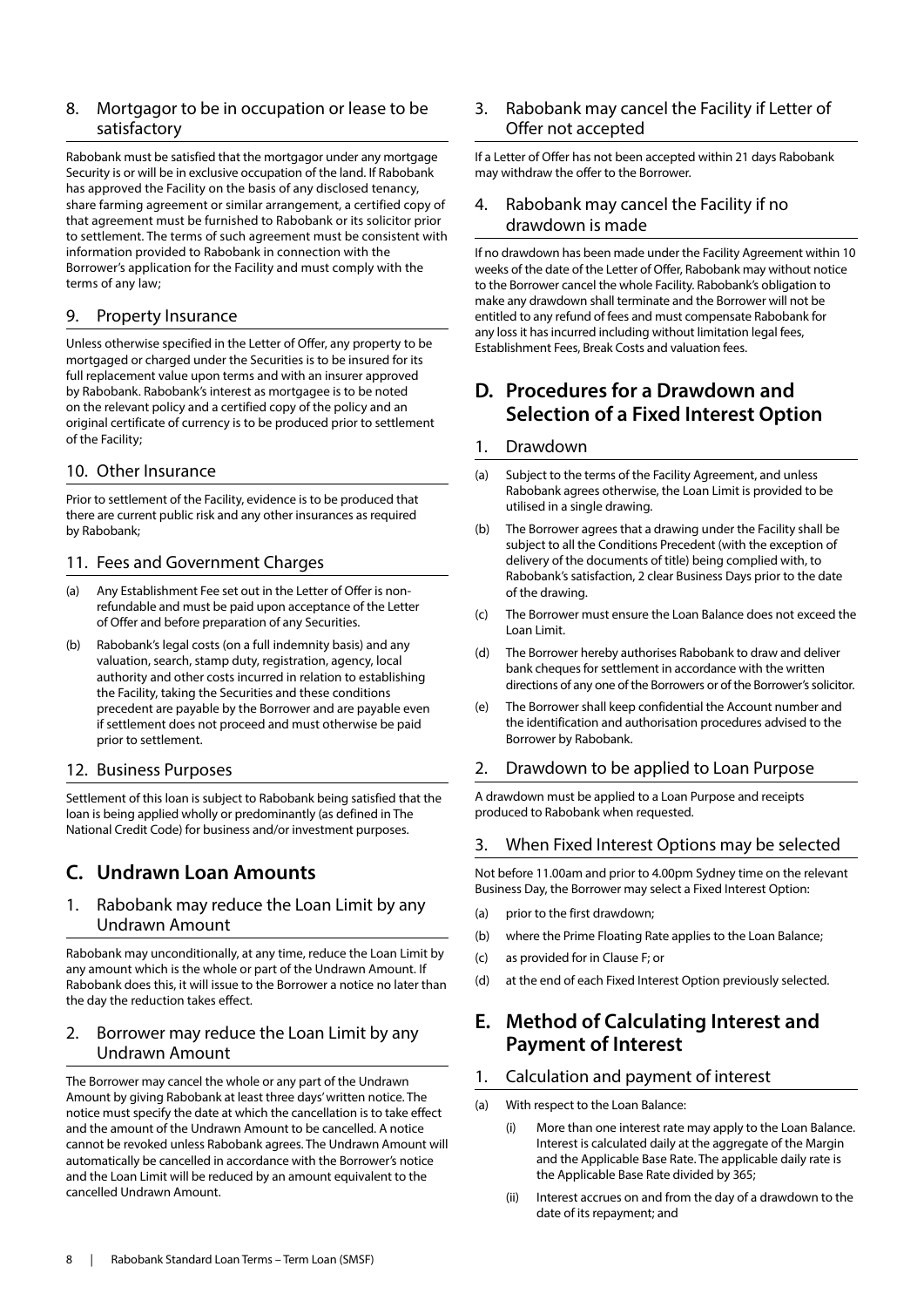### 8. Mortgagor to be in occupation or lease to be satisfactory

Rabobank must be satisfied that the mortgagor under any mortgage Security is or will be in exclusive occupation of the land. If Rabobank has approved the Facility on the basis of any disclosed tenancy, share farming agreement or similar arrangement, a certified copy of that agreement must be furnished to Rabobank or its solicitor prior to settlement. The terms of such agreement must be consistent with information provided to Rabobank in connection with the Borrower's application for the Facility and must comply with the terms of any law;

### 9. Property Insurance

Unless otherwise specified in the Letter of Offer, any property to be mortgaged or charged under the Securities is to be insured for its full replacement value upon terms and with an insurer approved by Rabobank. Rabobank's interest as mortgagee is to be noted on the relevant policy and a certified copy of the policy and an original certificate of currency is to be produced prior to settlement of the Facility;

### 10. Other Insurance

Prior to settlement of the Facility, evidence is to be produced that there are current public risk and any other insurances as required by Rabobank;

### 11. Fees and Government Charges

(a) Any Establishment Fee set out in the Letter of Offer is non-refundable and must be paid upon acceptance of the Letter of Offer and before preparation of any Securities.

(b) Rabobank's legal costs (on a full indemnity basis) and any valuation, search, stamp duty, registration, agency, local authority and other costs incurred in relation to establishing the Facility, taking the Securities and these conditions precedent are payable by the Borrower and are payable even if settlement does not proceed and must otherwise be paid prior to settlement.

### 12. Business Purposes

Settlement of this loan is subject to Rabobank being satisfied that the loan is being applied wholly or predominantly (as defined in The National Credit Code) for business and/or investment purposes.

## C. Undrawn Loan Amounts

### 1. Rabobank may reduce the Loan Limit by any Undrawn Amount

Rabobank may unconditionally, at any time, reduce the Loan Limit by any amount which is the whole or part of the Undrawn Amount. If Rabobank does this, it will issue to the Borrower a notice no later than the day the reduction takes effect.

### 2. Borrower may reduce the Loan Limit by any Undrawn Amount

The Borrower may cancel the whole or any part of the Undrawn Amount by giving Rabobank at least three days' written notice. The notice must specify the date at which the cancellation is to take effect and the amount of the Undrawn Amount to be cancelled. A notice cannot be revoked unless Rabobank agrees. The Undrawn Amount will automatically be cancelled in accordance with the Borrower's notice and the Loan Limit will be reduced by an amount equivalent to the cancelled Undrawn Amount.

### 3. Rabobank may cancel the Facility if Letter of Offer not accepted

If a Letter of Offer has not been accepted within 21 days Rabobank may withdraw the offer to the Borrower.

### 4. Rabobank may cancel the Facility if no drawdown is made

If no drawdown has been made under the Facility Agreement within 10 weeks of the date of the Letter of Offer, Rabobank may without notice to the Borrower cancel the whole Facility. Rabobank's obligation to make any drawdown shall terminate and the Borrower will not be entitled to any refund of fees and must compensate Rabobank for any loss it has incurred including without limitation legal fees, Establishment Fees, Break Costs and valuation fees.

## D. Procedures for a Drawdown and Selection of a Fixed Interest Option

### 1. Drawdown

(a) Subject to the terms of the Facility Agreement, and unless Rabobank agrees otherwise, the Loan Limit is provided to be utilised in a single drawing.

(b) The Borrower agrees that a drawing under the Facility shall be subject to all the Conditions Precedent (with the exception of delivery of the documents of title) being complied with, to Rabobank's satisfaction, 2 clear Business Days prior to the date of the drawing.

(c) The Borrower must ensure the Loan Balance does not exceed the Loan Limit.

(d) The Borrower hereby authorises Rabobank to draw and deliver bank cheques for settlement in accordance with the written directions of any one of the Borrowers or of the Borrower's solicitor.

(e) The Borrower shall keep confidential the Account number and the identification and authorisation procedures advised to the Borrower by Rabobank.

### 2. Drawdown to be applied to Loan Purpose

A drawdown must be applied to a Loan Purpose and receipts produced to Rabobank when requested.

### 3. When Fixed Interest Options may be selected

Not before 11.00am and prior to 4.00pm Sydney time on the relevant Business Day, the Borrower may select a Fixed Interest Option:

(a) prior to the first drawdown;

(b) where the Prime Floating Rate applies to the Loan Balance;

(c) as provided for in Clause F; or

(d) at the end of each Fixed Interest Option previously selected.

## E. Method of Calculating Interest and Payment of Interest

### 1. Calculation and payment of interest

(a) With respect to the Loan Balance:

(i) More than one interest rate may apply to the Loan Balance. Interest is calculated daily at the aggregate of the Margin and the Applicable Base Rate. The applicable daily rate is the Applicable Base Rate divided by 365;

(ii) Interest accrues on and from the day of a drawdown to the date of its repayment; and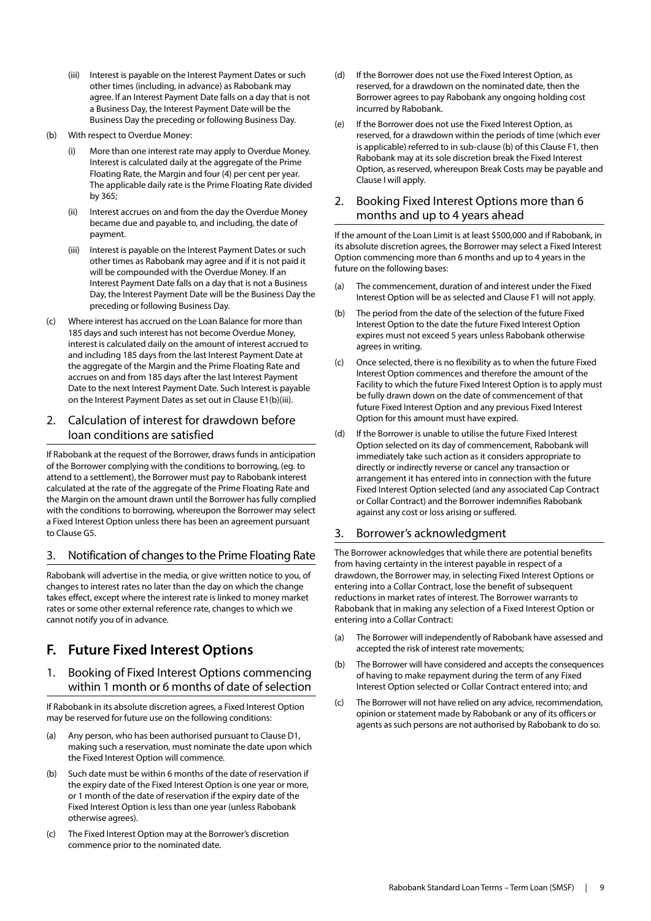(iii) Interest is payable on the Interest Payment Dates or such other times (including, in advance) as Rabobank may agree. If an Interest Payment Date falls on a day that is not a Business Day, the Interest Payment Date will be the Business Day the preceding or following Business Day.

(b) With respect to Overdue Money:

(i) More than one interest rate may apply to Overdue Money. Interest is calculated daily at the aggregate of the Prime Floating Rate, the Margin and four (4) per cent per year. The applicable daily rate is the Prime Floating Rate divided by 365;

(ii) Interest accrues on and from the day the Overdue Money became due and payable to, and including, the date of payment.

(iii) Interest is payable on the Interest Payment Dates or such other times as Rabobank may agree and if it is not paid it will be compounded with the Overdue Money. If an Interest Payment Date falls on a day that is not a Business Day, the Interest Payment Date will be the Business Day the preceding or following Business Day.

(c) Where interest has accrued on the Loan Balance for more than 185 days and such interest has not become Overdue Money, interest is calculated daily on the amount of interest accrued to and including 185 days from the last Interest Payment Date at the aggregate of the Margin and the Prime Floating Rate and accrues on and from 185 days after the last Interest Payment Date to the next Interest Payment Date. Such Interest is payable on the Interest Payment Dates as set out in Clause E1(b)(iii).

## 2. Calculation of interest for drawdown before loan conditions are satisfied

If Rabobank at the request of the Borrower, draws funds in anticipation of the Borrower complying with the conditions to borrowing, (eg. to attend to a settlement), the Borrower must pay to Rabobank interest calculated at the rate of the aggregate of the Prime Floating Rate and the Margin on the amount drawn until the Borrower has fully complied with the conditions to borrowing, whereupon the Borrower may select a Fixed Interest Option unless there has been an agreement pursuant to Clause G5.

## 3. Notification of changes to the Prime Floating Rate

Rabobank will advertise in the media, or give written notice to you, of changes to interest rates no later than the day on which the change takes effect, except where the interest rate is linked to money market rates or some other external reference rate, changes to which we cannot notify you of in advance.

# F. Future Fixed Interest Options

## 1. Booking of Fixed Interest Options commencing within 1 month or 6 months of date of selection

If Rabobank in its absolute discretion agrees, a Fixed Interest Option may be reserved for future use on the following conditions:

(a) Any person, who has been authorised pursuant to Clause D1, making such a reservation, must nominate the date upon which the Fixed Interest Option will commence.

(b) Such date must be within 6 months of the date of reservation if the expiry date of the Fixed Interest Option is one year or more, or 1 month of the date of reservation if the expiry date of the Fixed Interest Option is less than one year (unless Rabobank otherwise agrees).

(c) The Fixed Interest Option may at the Borrower's discretion commence prior to the nominated date.

(d) If the Borrower does not use the Fixed Interest Option, as reserved, for a drawdown on the nominated date, then the Borrower agrees to pay Rabobank any ongoing holding cost incurred by Rabobank.

(e) If the Borrower does not use the Fixed Interest Option, as reserved, for a drawdown within the periods of time (which ever is applicable) referred to in sub-clause (b) of this Clause F1, then Rabobank may at its sole discretion break the Fixed Interest Option, as reserved, whereupon Break Costs may be payable and Clause I will apply.

## 2. Booking Fixed Interest Options more than 6 months and up to 4 years ahead

If the amount of the Loan Limit is at least $500,000 and if Rabobank, in its absolute discretion agrees, the Borrower may select a Fixed Interest Option commencing more than 6 months and up to 4 years in the future on the following bases:

(a) The commencement, duration of and interest under the Fixed Interest Option will be as selected and Clause F1 will not apply.

(b) The period from the date of the selection of the future Fixed Interest Option to the date the future Fixed Interest Option expires must not exceed 5 years unless Rabobank otherwise agrees in writing.

(c) Once selected, there is no flexibility as to when the future Fixed Interest Option commences and therefore the amount of the Facility to which the future Fixed Interest Option is to apply must be fully drawn down on the date of commencement of that future Fixed Interest Option and any previous Fixed Interest Option for this amount must have expired.

(d) If the Borrower is unable to utilise the future Fixed Interest Option selected on its day of commencement, Rabobank will immediately take such action as it considers appropriate to directly or indirectly reverse or cancel any transaction or arrangement it has entered into in connection with the future Fixed Interest Option selected (and any associated Cap Contract or Collar Contract) and the Borrower indemnifies Rabobank against any cost or loss arising or suffered.

## 3. Borrower's acknowledgment

The Borrower acknowledges that while there are potential benefits from having certainty in the interest payable in respect of a drawdown, the Borrower may, in selecting Fixed Interest Options or entering into a Collar Contract, lose the benefit of subsequent reductions in market rates of interest. The Borrower warrants to Rabobank that in making any selection of a Fixed Interest Option or entering into a Collar Contract:

(a) The Borrower will independently of Rabobank have assessed and accepted the risk of interest rate movements;

(b) The Borrower will have considered and accepts the consequences of having to make repayment during the term of any Fixed Interest Option selected or Collar Contract entered into; and

(c) The Borrower will not have relied on any advice, recommendation, opinion or statement made by Rabobank or any of its officers or agents as such persons are not authorised by Rabobank to do so.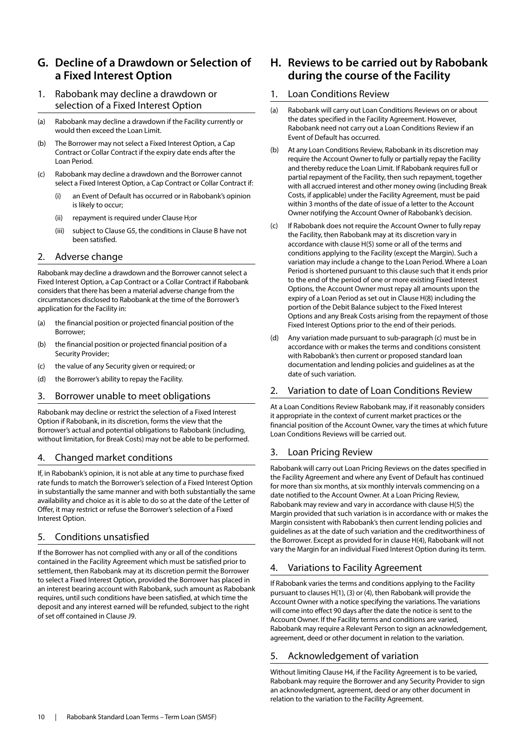## G. Decline of a Drawdown or Selection of a Fixed Interest Option

### 1. Rabobank may decline a drawdown or selection of a Fixed Interest Option

(a) Rabobank may decline a drawdown if the Facility currently or would then exceed the Loan Limit.

(b) The Borrower may not select a Fixed Interest Option, a Cap Contract or Collar Contract if the expiry date ends after the Loan Period.

(c) Rabobank may decline a drawdown and the Borrower cannot select a Fixed Interest Option, a Cap Contract or Collar Contract if:

(i) an Event of Default has occurred or in Rabobank's opinion is likely to occur;

(ii) repayment is required under Clause H;or

(iii) subject to Clause G5, the conditions in Clause B have not been satisfied.

### 2. Adverse change

Rabobank may decline a drawdown and the Borrower cannot select a Fixed Interest Option, a Cap Contract or a Collar Contract if Rabobank considers that there has been a material adverse change from the circumstances disclosed to Rabobank at the time of the Borrower's application for the Facility in:

(a) the financial position or projected financial position of the Borrower;

(b) the financial position or projected financial position of a Security Provider;

(c) the value of any Security given or required; or

(d) the Borrower's ability to repay the Facility.

### 3. Borrower unable to meet obligations

Rabobank may decline or restrict the selection of a Fixed Interest Option if Rabobank, in its discretion, forms the view that the Borrower's actual and potential obligations to Rabobank (including, without limitation, for Break Costs) may not be able to be performed.

### 4. Changed market conditions

If, in Rabobank's opinion, it is not able at any time to purchase fixed rate funds to match the Borrower's selection of a Fixed Interest Option in substantially the same manner and with both substantially the same availability and choice as it is able to do so at the date of the Letter of Offer, it may restrict or refuse the Borrower's selection of a Fixed Interest Option.

### 5. Conditions unsatisfied

If the Borrower has not complied with any or all of the conditions contained in the Facility Agreement which must be satisfied prior to settlement, then Rabobank may at its discretion permit the Borrower to select a Fixed Interest Option, provided the Borrower has placed in an interest bearing account with Rabobank, such amount as Rabobank requires, until such conditions have been satisfied, at which time the deposit and any interest earned will be refunded, subject to the right of set off contained in Clause J9.

## H. Reviews to be carried out by Rabobank during the course of the Facility

### 1. Loan Conditions Review

(a) Rabobank will carry out Loan Conditions Reviews on or about the dates specified in the Facility Agreement. However, Rabobank need not carry out a Loan Conditions Review if an Event of Default has occurred.

(b) At any Loan Conditions Review, Rabobank in its discretion may require the Account Owner to fully or partially repay the Facility and thereby reduce the Loan Limit. If Rabobank requires full or partial repayment of the Facility, then such repayment, together with all accrued interest and other money owing (including Break Costs, if applicable) under the Facility Agreement, must be paid within 3 months of the date of issue of a letter to the Account Owner notifying the Account Owner of Rabobank's decision.

(c) If Rabobank does not require the Account Owner to fully repay the Facility, then Rabobank may at its discretion vary in accordance with clause H(5) some or all of the terms and conditions applying to the Facility (except the Margin). Such a variation may include a change to the Loan Period. Where a Loan Period is shortened pursuant to this clause such that it ends prior to the end of the period of one or more existing Fixed Interest Options, the Account Owner must repay all amounts upon the expiry of a Loan Period as set out in Clause H(8) including the portion of the Debit Balance subject to the Fixed Interest Options and any Break Costs arising from the repayment of those Fixed Interest Options prior to the end of their periods.

(d) Any variation made pursuant to sub-paragraph (c) must be in accordance with or makes the terms and conditions consistent with Rabobank's then current or proposed standard loan documentation and lending policies and guidelines as at the date of such variation.

### 2. Variation to date of Loan Conditions Review

At a Loan Conditions Review Rabobank may, if it reasonably considers it appropriate in the context of current market practices or the financial position of the Account Owner, vary the times at which future Loan Conditions Reviews will be carried out.

### 3. Loan Pricing Review

Rabobank will carry out Loan Pricing Reviews on the dates specified in the Facility Agreement and where any Event of Default has continued for more than six months, at six monthly intervals commencing on a date notified to the Account Owner. At a Loan Pricing Review, Rabobank may review and vary in accordance with clause H(5) the Margin provided that such variation is in accordance with or makes the Margin consistent with Rabobank's then current lending policies and guidelines as at the date of such variation and the creditworthiness of the Borrower. Except as provided for in clause H(4), Rabobank will not vary the Margin for an individual Fixed Interest Option during its term.

### 4. Variations to Facility Agreement

If Rabobank varies the terms and conditions applying to the Facility pursuant to clauses H(1), (3) or (4), then Rabobank will provide the Account Owner with a notice specifying the variations. The variations will come into effect 90 days after the date the notice is sent to the Account Owner. If the Facility terms and conditions are varied, Rabobank may require a Relevant Person to sign an acknowledgement, agreement, deed or other document in relation to the variation.

### 5. Acknowledgement of variation

Without limiting Clause H4, if the Facility Agreement is to be varied, Rabobank may require the Borrower and any Security Provider to sign an acknowledgment, agreement, deed or any other document in relation to the variation to the Facility Agreement.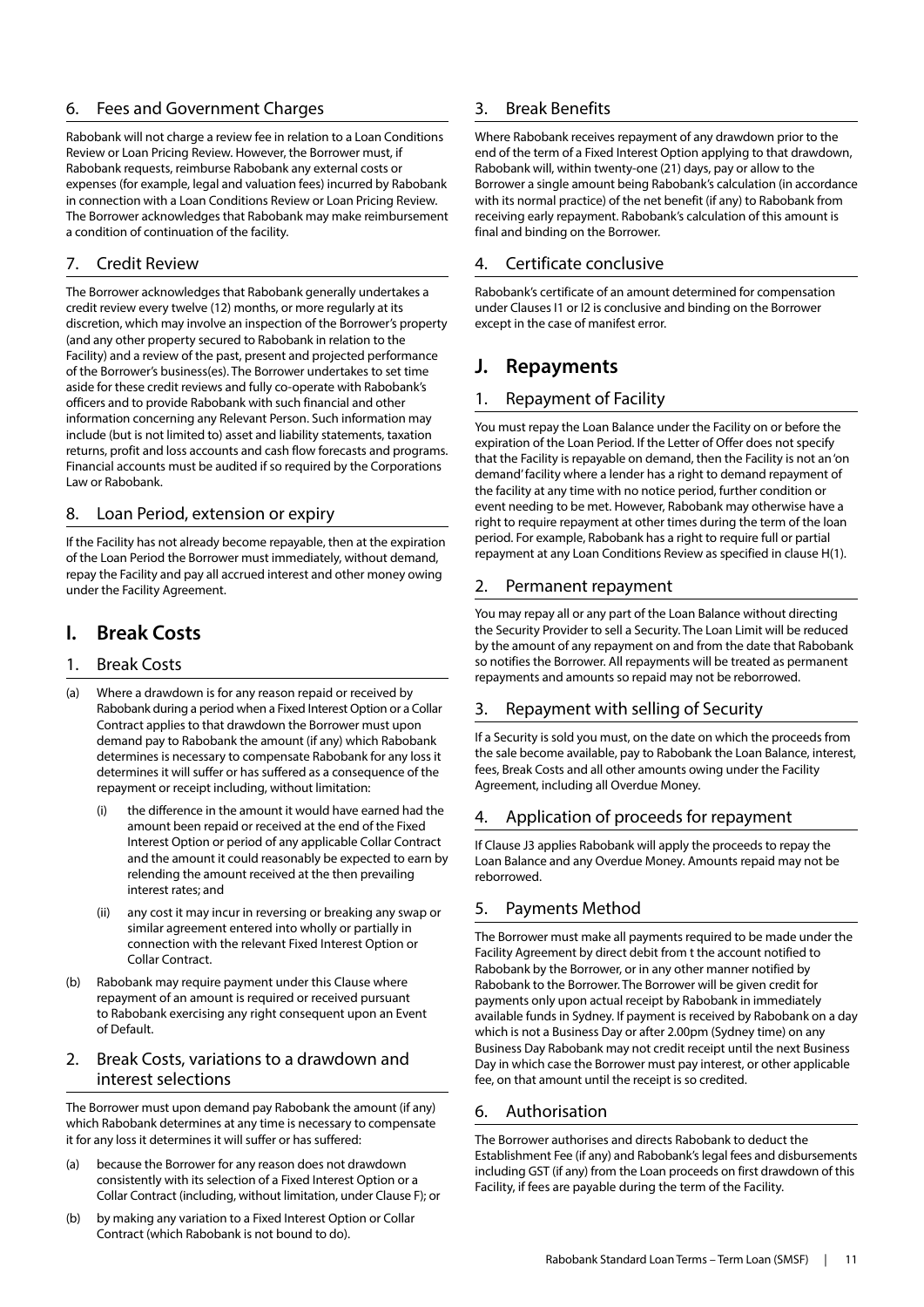## 6. Fees and Government Charges

Rabobank will not charge a review fee in relation to a Loan Conditions Review or Loan Pricing Review. However, the Borrower must, if Rabobank requests, reimburse Rabobank any external costs or expenses (for example, legal and valuation fees) incurred by Rabobank in connection with a Loan Conditions Review or Loan Pricing Review. The Borrower acknowledges that Rabobank may make reimbursement a condition of continuation of the facility.

## 7. Credit Review

The Borrower acknowledges that Rabobank generally undertakes a credit review every twelve (12) months, or more regularly at its discretion, which may involve an inspection of the Borrower's property (and any other property secured to Rabobank in relation to the Facility) and a review of the past, present and projected performance of the Borrower's business(es). The Borrower undertakes to set time aside for these credit reviews and fully co-operate with Rabobank's officers and to provide Rabobank with such financial and other information concerning any Relevant Person. Such information may include (but is not limited to) asset and liability statements, taxation returns, profit and loss accounts and cash flow forecasts and programs. Financial accounts must be audited if so required by the Corporations Law or Rabobank.

## 8. Loan Period, extension or expiry

If the Facility has not already become repayable, then at the expiration of the Loan Period the Borrower must immediately, without demand, repay the Facility and pay all accrued interest and other money owing under the Facility Agreement.

# I. Break Costs

## 1. Break Costs

(a) Where a drawdown is for any reason repaid or received by Rabobank during a period when a Fixed Interest Option or a Collar Contract applies to that drawdown the Borrower must upon demand pay to Rabobank the amount (if any) which Rabobank determines is necessary to compensate Rabobank for any loss it determines it will suffer or has suffered as a consequence of the repayment or receipt including, without limitation:

   (i) the difference in the amount it would have earned had the amount been repaid or received at the end of the Fixed Interest Option or period of any applicable Collar Contract and the amount it could reasonably be expected to earn by relending the amount received at the then prevailing interest rates; and

   (ii) any cost it may incur in reversing or breaking any swap or similar agreement entered into wholly or partially in connection with the relevant Fixed Interest Option or Collar Contract.

(b) Rabobank may require payment under this Clause where repayment of an amount is required or received pursuant to Rabobank exercising any right consequent upon an Event of Default.

## 2. Break Costs, variations to a drawdown and interest selections

The Borrower must upon demand pay Rabobank the amount (if any) which Rabobank determines at any time is necessary to compensate it for any loss it determines it will suffer or has suffered:

(a) because the Borrower for any reason does not drawdown consistently with its selection of a Fixed Interest Option or a Collar Contract (including, without limitation, under Clause F); or

(b) by making any variation to a Fixed Interest Option or Collar Contract (which Rabobank is not bound to do).

## 3. Break Benefits

Where Rabobank receives repayment of any drawdown prior to the end of the term of a Fixed Interest Option applying to that drawdown, Rabobank will, within twenty-one (21) days, pay or allow to the Borrower a single amount being Rabobank's calculation (in accordance with its normal practice) of the net benefit (if any) to Rabobank from receiving early repayment. Rabobank's calculation of this amount is final and binding on the Borrower.

## 4. Certificate conclusive

Rabobank's certificate of an amount determined for compensation under Clauses I1 or I2 is conclusive and binding on the Borrower except in the case of manifest error.

# J. Repayments

## 1. Repayment of Facility

You must repay the Loan Balance under the Facility on or before the expiration of the Loan Period. If the Letter of Offer does not specify that the Facility is repayable on demand, then the Facility is not an 'on demand' facility where a lender has a right to demand repayment of the facility at any time with no notice period, further condition or event needing to be met. However, Rabobank may otherwise have a right to require repayment at other times during the term of the loan period. For example, Rabobank has a right to require full or partial repayment at any Loan Conditions Review as specified in clause H(1).

## 2. Permanent repayment

You may repay all or any part of the Loan Balance without directing the Security Provider to sell a Security. The Loan Limit will be reduced by the amount of any repayment on and from the date that Rabobank so notifies the Borrower. All repayments will be treated as permanent repayments and amounts so repaid may not be reborrowed.

## 3. Repayment with selling of Security

If a Security is sold you must, on the date on which the proceeds from the sale become available, pay to Rabobank the Loan Balance, interest, fees, Break Costs and all other amounts owing under the Facility Agreement, including all Overdue Money.

## 4. Application of proceeds for repayment

If Clause J3 applies Rabobank will apply the proceeds to repay the Loan Balance and any Overdue Money. Amounts repaid may not be reborrowed.

## 5. Payments Method

The Borrower must make all payments required to be made under the Facility Agreement by direct debit from t the account notified to Rabobank by the Borrower, or in any other manner notified by Rabobank to the Borrower. The Borrower will be given credit for payments only upon actual receipt by Rabobank in immediately available funds in Sydney. If payment is received by Rabobank on a day which is not a Business Day or after 2.00pm (Sydney time) on any Business Day Rabobank may not credit receipt until the next Business Day in which case the Borrower must pay interest, or other applicable fee, on that amount until the receipt is so credited.

## 6. Authorisation

The Borrower authorises and directs Rabobank to deduct the Establishment Fee (if any) and Rabobank's legal fees and disbursements including GST (if any) from the Loan proceeds on first drawdown of this Facility, if fees are payable during the term of the Facility.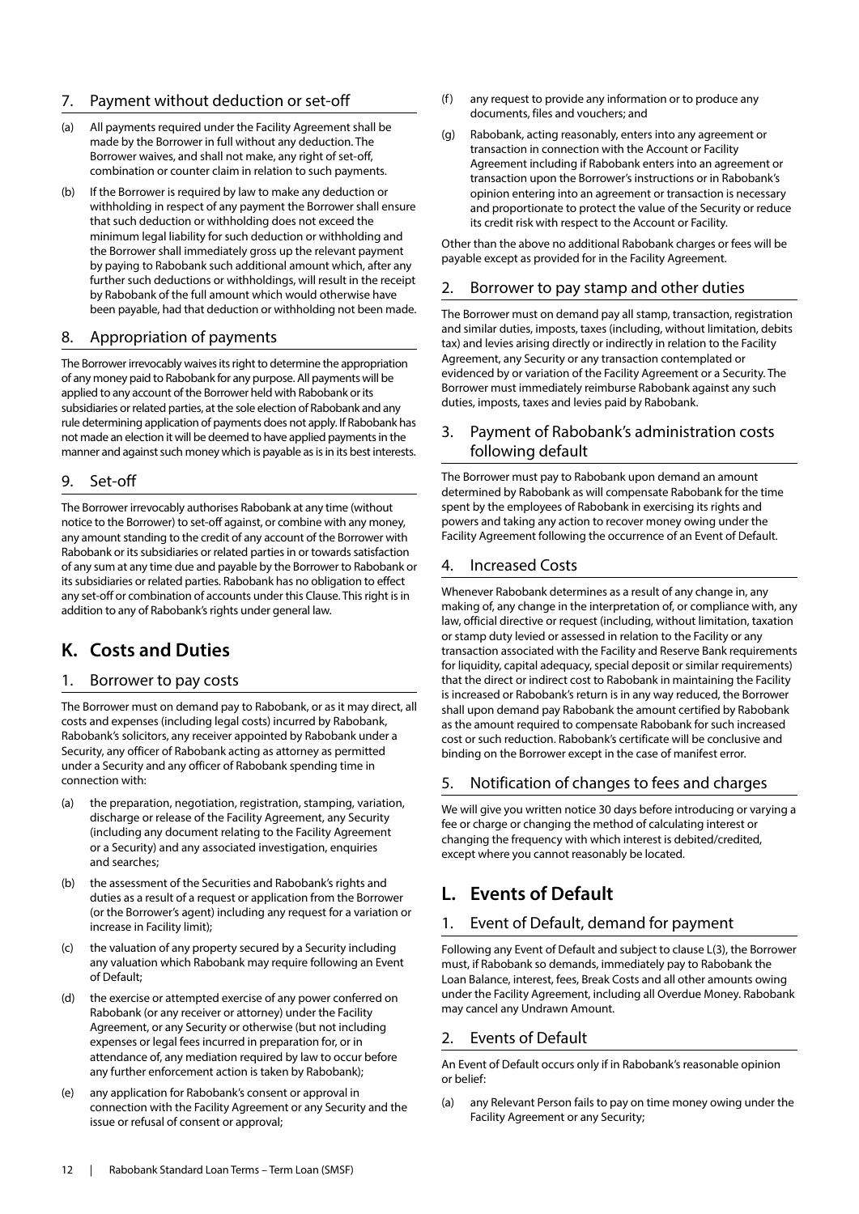## 7. Payment without deduction or set-off

(a) All payments required under the Facility Agreement shall be made by the Borrower in full without any deduction. The Borrower waives, and shall not make, any right of set-off, combination or counter claim in relation to such payments.

(b) If the Borrower is required by law to make any deduction or withholding in respect of any payment the Borrower shall ensure that such deduction or withholding does not exceed the minimum legal liability for such deduction or withholding and the Borrower shall immediately gross up the relevant payment by paying to Rabobank such additional amount which, after any further such deductions or withholdings, will result in the receipt by Rabobank of the full amount which would otherwise have been payable, had that deduction or withholding not been made.

## 8. Appropriation of payments

The Borrower irrevocably waives its right to determine the appropriation of any money paid to Rabobank for any purpose. All payments will be applied to any account of the Borrower held with Rabobank or its subsidiaries or related parties, at the sole election of Rabobank and any rule determining application of payments does not apply. If Rabobank has not made an election it will be deemed to have applied payments in the manner and against such money which is payable as is in its best interests.

## 9. Set-off

The Borrower irrevocably authorises Rabobank at any time (without notice to the Borrower) to set-off against, or combine with any money, any amount standing to the credit of any account of the Borrower with Rabobank or its subsidiaries or related parties in or towards satisfaction of any sum at any time due and payable by the Borrower to Rabobank or its subsidiaries or related parties. Rabobank has no obligation to effect any set-off or combination of accounts under this Clause. This right is in addition to any of Rabobank's rights under general law.

# K. Costs and Duties

## 1. Borrower to pay costs

The Borrower must on demand pay to Rabobank, or as it may direct, all costs and expenses (including legal costs) incurred by Rabobank, Rabobank's solicitors, any receiver appointed by Rabobank under a Security, any officer of Rabobank acting as attorney as permitted under a Security and any officer of Rabobank spending time in connection with:

(a) the preparation, negotiation, registration, stamping, variation, discharge or release of the Facility Agreement, any Security (including any document relating to the Facility Agreement or a Security) and any associated investigation, enquiries and searches;

(b) the assessment of the Securities and Rabobank's rights and duties as a result of a request or application from the Borrower (or the Borrower's agent) including any request for a variation or increase in Facility limit);

(c) the valuation of any property secured by a Security including any valuation which Rabobank may require following an Event of Default;

(d) the exercise or attempted exercise of any power conferred on Rabobank (or any receiver or attorney) under the Facility Agreement, or any Security or otherwise (but not including expenses or legal fees incurred in preparation for, or in attendance of, any mediation required by law to occur before any further enforcement action is taken by Rabobank);

(e) any application for Rabobank's consent or approval in connection with the Facility Agreement or any Security and the issue or refusal of consent or approval;

(f) any request to provide any information or to produce any documents, files and vouchers; and

(g) Rabobank, acting reasonably, enters into any agreement or transaction in connection with the Account or Facility Agreement including if Rabobank enters into an agreement or transaction upon the Borrower's instructions or in Rabobank's opinion entering into an agreement or transaction is necessary and proportionate to protect the value of the Security or reduce its credit risk with respect to the Account or Facility.

Other than the above no additional Rabobank charges or fees will be payable except as provided for in the Facility Agreement.

## 2. Borrower to pay stamp and other duties

The Borrower must on demand pay all stamp, transaction, registration and similar duties, imposts, taxes (including, without limitation, debits tax) and levies arising directly or indirectly in relation to the Facility Agreement, any Security or any transaction contemplated or evidenced by or variation of the Facility Agreement or a Security. The Borrower must immediately reimburse Rabobank against any such duties, imposts, taxes and levies paid by Rabobank.

## 3. Payment of Rabobank's administration costs following default

The Borrower must pay to Rabobank upon demand an amount determined by Rabobank as will compensate Rabobank for the time spent by the employees of Rabobank in exercising its rights and powers and taking any action to recover money owing under the Facility Agreement following the occurrence of an Event of Default.

## 4. Increased Costs

Whenever Rabobank determines as a result of any change in, any making of, any change in the interpretation of, or compliance with, any law, official directive or request (including, without limitation, taxation or stamp duty levied or assessed in relation to the Facility or any transaction associated with the Facility and Reserve Bank requirements for liquidity, capital adequacy, special deposit or similar requirements) that the direct or indirect cost to Rabobank in maintaining the Facility is increased or Rabobank's return is in any way reduced, the Borrower shall upon demand pay Rabobank the amount certified by Rabobank as the amount required to compensate Rabobank for such increased cost or such reduction. Rabobank's certificate will be conclusive and binding on the Borrower except in the case of manifest error.

## 5. Notification of changes to fees and charges

We will give you written notice 30 days before introducing or varying a fee or charge or changing the method of calculating interest or changing the frequency with which interest is debited/credited, except where you cannot reasonably be located.

# L. Events of Default

## 1. Event of Default, demand for payment

Following any Event of Default and subject to clause L(3), the Borrower must, if Rabobank so demands, immediately pay to Rabobank the Loan Balance, interest, fees, Break Costs and all other amounts owing under the Facility Agreement, including all Overdue Money. Rabobank may cancel any Undrawn Amount.

## 2. Events of Default

An Event of Default occurs only if in Rabobank's reasonable opinion or belief:

(a) any Relevant Person fails to pay on time money owing under the Facility Agreement or any Security;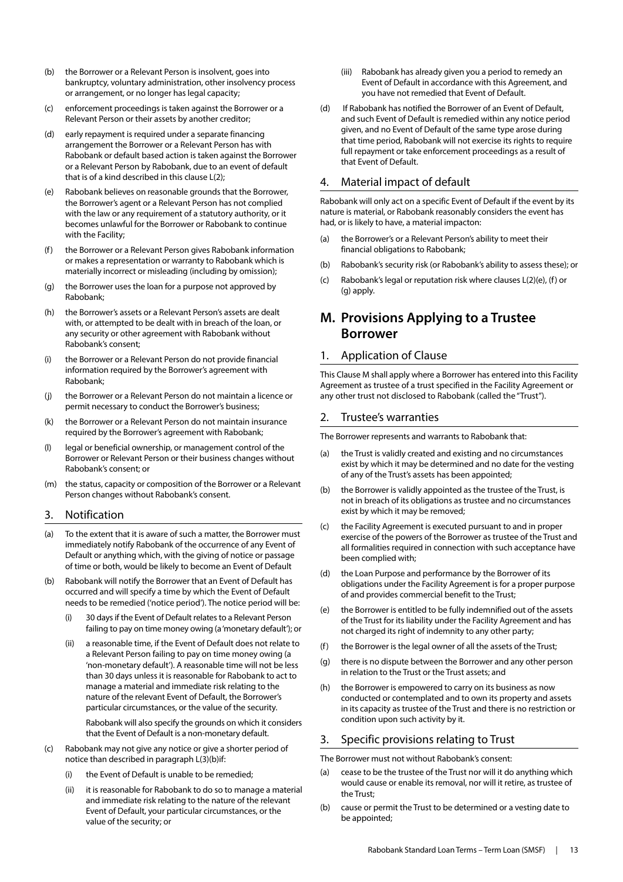(b) the Borrower or a Relevant Person is insolvent, goes into bankruptcy, voluntary administration, other insolvency process or arrangement, or no longer has legal capacity;

(c) enforcement proceedings is taken against the Borrower or a Relevant Person or their assets by another creditor;

(d) early repayment is required under a separate financing arrangement the Borrower or a Relevant Person has with Rabobank or default based action is taken against the Borrower or a Relevant Person by Rabobank, due to an event of default that is of a kind described in this clause L(2);

(e) Rabobank believes on reasonable grounds that the Borrower, the Borrower's agent or a Relevant Person has not complied with the law or any requirement of a statutory authority, or it becomes unlawful for the Borrower or Rabobank to continue with the Facility;

(f) the Borrower or a Relevant Person gives Rabobank information or makes a representation or warranty to Rabobank which is materially incorrect or misleading (including by omission);

(g) the Borrower uses the loan for a purpose not approved by Rabobank;

(h) the Borrower's assets or a Relevant Person's assets are dealt with, or attempted to be dealt with in breach of the loan, or any security or other agreement with Rabobank without Rabobank's consent;

(i) the Borrower or a Relevant Person do not provide financial information required by the Borrower's agreement with Rabobank;

(j) the Borrower or a Relevant Person do not maintain a licence or permit necessary to conduct the Borrower's business;

(k) the Borrower or a Relevant Person do not maintain insurance required by the Borrower's agreement with Rabobank;

(l) legal or beneficial ownership, or management control of the Borrower or Relevant Person or their business changes without Rabobank's consent; or

(m) the status, capacity or composition of the Borrower or a Relevant Person changes without Rabobank's consent.

## 3. Notification

(a) To the extent that it is aware of such a matter, the Borrower must immediately notify Rabobank of the occurrence of any Event of Default or anything which, with the giving of notice or passage of time or both, would be likely to become an Event of Default

(b) Rabobank will notify the Borrower that an Event of Default has occurred and will specify a time by which the Event of Default needs to be remedied ('notice period'). The notice period will be:

   (i) 30 days if the Event of Default relates to a Relevant Person failing to pay on time money owing (a 'monetary default'); or

   (ii) a reasonable time, if the Event of Default does not relate to a Relevant Person failing to pay on time money owing (a 'non-monetary default'). A reasonable time will not be less than 30 days unless it is reasonable for Rabobank to act to manage a material and immediate risk relating to the nature of the relevant Event of Default, the Borrower's particular circumstances, or the value of the security.

   Rabobank will also specify the grounds on which it considers that the Event of Default is a non-monetary default.

(c) Rabobank may not give any notice or give a shorter period of notice than described in paragraph L(3)(b)if:

   (i) the Event of Default is unable to be remedied;

   (ii) it is reasonable for Rabobank to do so to manage a material and immediate risk relating to the nature of the relevant Event of Default, your particular circumstances, or the value of the security; or

   (iii) Rabobank has already given you a period to remedy an Event of Default in accordance with this Agreement, and you have not remedied that Event of Default.

(d) If Rabobank has notified the Borrower of an Event of Default, and such Event of Default is remedied within any notice period given, and no Event of Default of the same type arose during that time period, Rabobank will not exercise its rights to require full repayment or take enforcement proceedings as a result of that Event of Default.

## 4. Material impact of default

Rabobank will only act on a specific Event of Default if the event by its nature is material, or Rabobank reasonably considers the event has had, or is likely to have, a material impacton:

(a) the Borrower's or a Relevant Person's ability to meet their financial obligations to Rabobank;

(b) Rabobank's security risk (or Rabobank's ability to assess these); or

(c) Rabobank's legal or reputation risk where clauses L(2)(e), (f) or (g) apply.

# M. Provisions Applying to a Trustee Borrower

## 1. Application of Clause

This Clause M shall apply where a Borrower has entered into this Facility Agreement as trustee of a trust specified in the Facility Agreement or any other trust not disclosed to Rabobank (called the "Trust").

## 2. Trustee's warranties

The Borrower represents and warrants to Rabobank that:

(a) the Trust is validly created and existing and no circumstances exist by which it may be determined and no date for the vesting of any of the Trust's assets has been appointed;

(b) the Borrower is validly appointed as the trustee of the Trust, is not in breach of its obligations as trustee and no circumstances exist by which it may be removed;

(c) the Facility Agreement is executed pursuant to and in proper exercise of the powers of the Borrower as trustee of the Trust and all formalities required in connection with such acceptance have been complied with;

(d) the Loan Purpose and performance by the Borrower of its obligations under the Facility Agreement is for a proper purpose of and provides commercial benefit to the Trust;

(e) the Borrower is entitled to be fully indemnified out of the assets of the Trust for its liability under the Facility Agreement and has not charged its right of indemnity to any other party;

(f) the Borrower is the legal owner of all the assets of the Trust;

(g) there is no dispute between the Borrower and any other person in relation to the Trust or the Trust assets; and

(h) the Borrower is empowered to carry on its business as now conducted or contemplated and to own its property and assets in its capacity as trustee of the Trust and there is no restriction or condition upon such activity by it.

## 3. Specific provisions relating to Trust

The Borrower must not without Rabobank's consent:

(a) cease to be the trustee of the Trust nor will it do anything which would cause or enable its removal, nor will it retire, as trustee of the Trust;

(b) cause or permit the Trust to be determined or a vesting date to be appointed;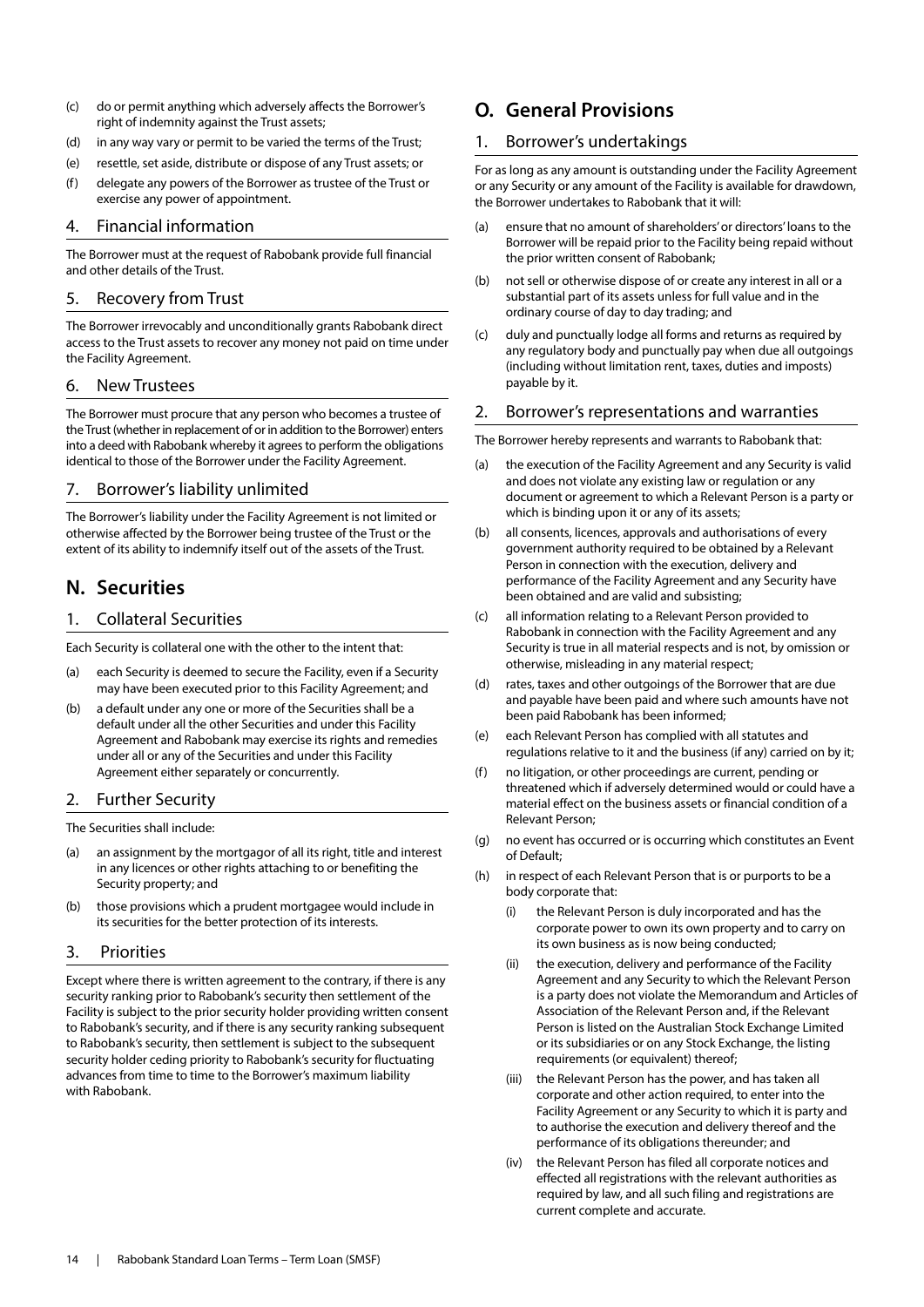(c) do or permit anything which adversely affects the Borrower's right of indemnity against the Trust assets;

(d) in any way vary or permit to be varied the terms of the Trust;

(e) resettle, set aside, distribute or dispose of any Trust assets; or

(f) delegate any powers of the Borrower as trustee of the Trust or exercise any power of appointment.

### 4. Financial information

The Borrower must at the request of Rabobank provide full financial and other details of the Trust.

### 5. Recovery from Trust

The Borrower irrevocably and unconditionally grants Rabobank direct access to the Trust assets to recover any money not paid on time under the Facility Agreement.

### 6. New Trustees

The Borrower must procure that any person who becomes a trustee of the Trust (whether in replacement of or in addition to the Borrower) enters into a deed with Rabobank whereby it agrees to perform the obligations identical to those of the Borrower under the Facility Agreement.

### 7. Borrower's liability unlimited

The Borrower's liability under the Facility Agreement is not limited or otherwise affected by the Borrower being trustee of the Trust or the extent of its ability to indemnify itself out of the assets of the Trust.

## N. Securities

### 1. Collateral Securities

Each Security is collateral one with the other to the intent that:

(a) each Security is deemed to secure the Facility, even if a Security may have been executed prior to this Facility Agreement; and

(b) a default under any one or more of the Securities shall be a default under all the other Securities and under this Facility Agreement and Rabobank may exercise its rights and remedies under all or any of the Securities and under this Facility Agreement either separately or concurrently.

### 2. Further Security

The Securities shall include:

(a) an assignment by the mortgagor of all its right, title and interest in any licences or other rights attaching to or benefiting the Security property; and

(b) those provisions which a prudent mortgagee would include in its securities for the better protection of its interests.

### 3. Priorities

Except where there is written agreement to the contrary, if there is any security ranking prior to Rabobank's security then settlement of the Facility is subject to the prior security holder providing written consent to Rabobank's security, and if there is any security ranking subsequent to Rabobank's security, then settlement is subject to the subsequent security holder ceding priority to Rabobank's security for fluctuating advances from time to time to the Borrower's maximum liability with Rabobank.

## O. General Provisions

### 1. Borrower's undertakings

For as long as any amount is outstanding under the Facility Agreement or any Security or any amount of the Facility is available for drawdown, the Borrower undertakes to Rabobank that it will:

(a) ensure that no amount of shareholders' or directors' loans to the Borrower will be repaid prior to the Facility being repaid without the prior written consent of Rabobank;

(b) not sell or otherwise dispose of or create any interest in all or a substantial part of its assets unless for full value and in the ordinary course of day to day trading; and

(c) duly and punctually lodge all forms and returns as required by any regulatory body and punctually pay when due all outgoings (including without limitation rent, taxes, duties and imposts) payable by it.

### 2. Borrower's representations and warranties

The Borrower hereby represents and warrants to Rabobank that:

(a) the execution of the Facility Agreement and any Security is valid and does not violate any existing law or regulation or any document or agreement to which a Relevant Person is a party or which is binding upon it or any of its assets;

(b) all consents, licences, approvals and authorisations of every government authority required to be obtained by a Relevant Person in connection with the execution, delivery and performance of the Facility Agreement and any Security have been obtained and are valid and subsisting;

(c) all information relating to a Relevant Person provided to Rabobank in connection with the Facility Agreement and any Security is true in all material respects and is not, by omission or otherwise, misleading in any material respect;

(d) rates, taxes and other outgoings of the Borrower that are due and payable have been paid and where such amounts have not been paid Rabobank has been informed;

(e) each Relevant Person has complied with all statutes and regulations relative to it and the business (if any) carried on by it;

(f) no litigation, or other proceedings are current, pending or threatened which if adversely determined would or could have a material effect on the business assets or financial condition of a Relevant Person;

(g) no event has occurred or is occurring which constitutes an Event of Default;

(h) in respect of each Relevant Person that is or purports to be a body corporate that:

   (i) the Relevant Person is duly incorporated and has the corporate power to own its own property and to carry on its own business as is now being conducted;

   (ii) the execution, delivery and performance of the Facility Agreement and any Security to which the Relevant Person is a party does not violate the Memorandum and Articles of Association of the Relevant Person and, if the Relevant Person is listed on the Australian Stock Exchange Limited or its subsidiaries or on any Stock Exchange, the listing requirements (or equivalent) thereof;

   (iii) the Relevant Person has the power, and has taken all corporate and other action required, to enter into the Facility Agreement or any Security to which it is party and to authorise the execution and delivery thereof and the performance of its obligations thereunder; and

   (iv) the Relevant Person has filed all corporate notices and effected all registrations with the relevant authorities as required by law, and all such filing and registrations are current complete and accurate.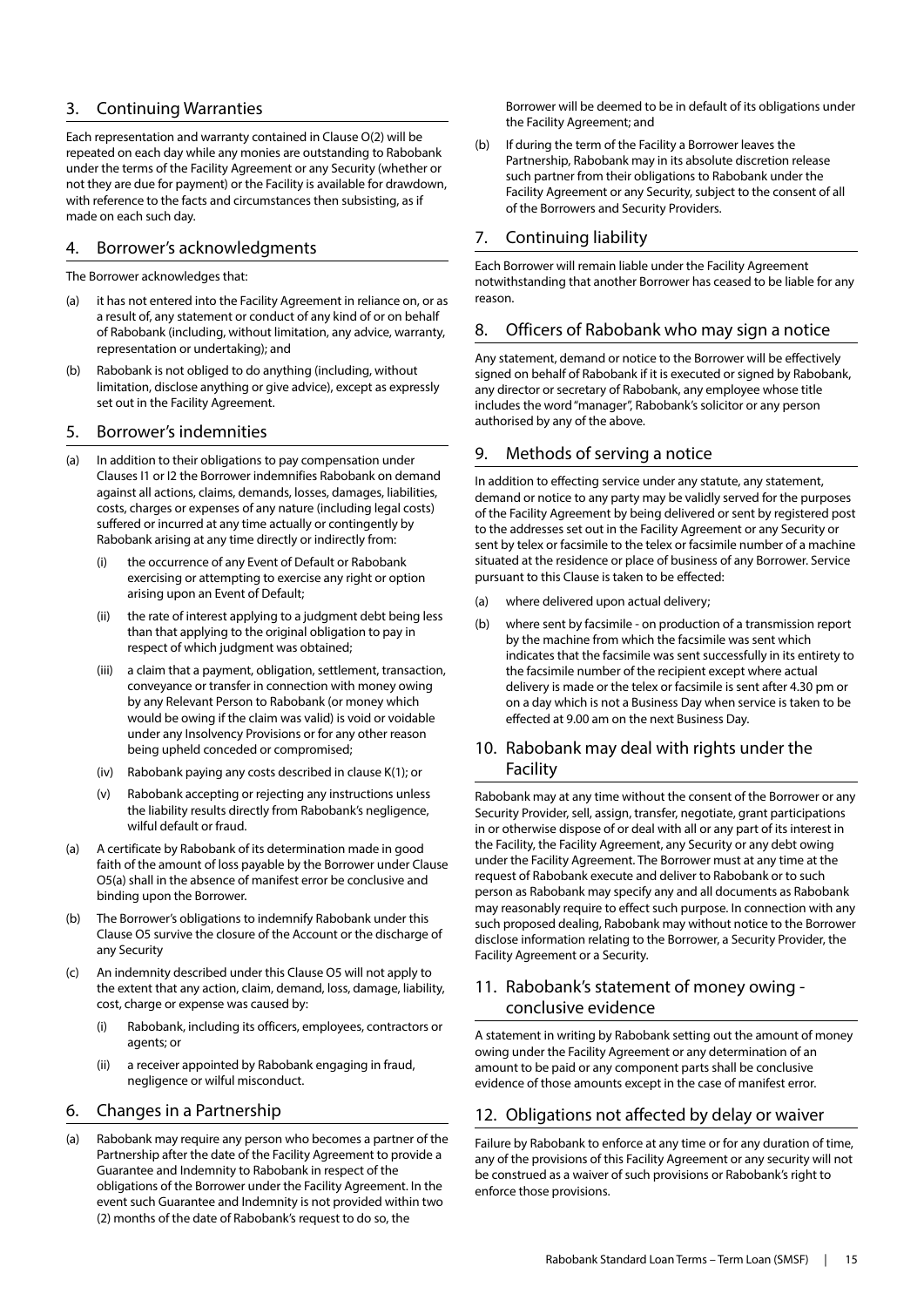## 3. Continuing Warranties

Each representation and warranty contained in Clause O(2) will be repeated on each day while any monies are outstanding to Rabobank under the terms of the Facility Agreement or any Security (whether or not they are due for payment) or the Facility is available for drawdown, with reference to the facts and circumstances then subsisting, as if made on each such day.

## 4. Borrower's acknowledgments

The Borrower acknowledges that:

(a) it has not entered into the Facility Agreement in reliance on, or as a result of, any statement or conduct of any kind of or on behalf of Rabobank (including, without limitation, any advice, warranty, representation or undertaking); and

(b) Rabobank is not obliged to do anything (including, without limitation, disclose anything or give advice), except as expressly set out in the Facility Agreement.

## 5. Borrower's indemnities

(a) In addition to their obligations to pay compensation under Clauses I1 or I2 the Borrower indemnifies Rabobank on demand against all actions, claims, demands, losses, damages, liabilities, costs, charges or expenses of any nature (including legal costs) suffered or incurred at any time actually or contingently by Rabobank arising at any time directly or indirectly from:

   (i) the occurrence of any Event of Default or Rabobank exercising or attempting to exercise any right or option arising upon an Event of Default;

   (ii) the rate of interest applying to a judgment debt being less than that applying to the original obligation to pay in respect of which judgment was obtained;

   (iii) a claim that a payment, obligation, settlement, transaction, conveyance or transfer in connection with money owing by any Relevant Person to Rabobank (or money which would be owing if the claim was valid) is void or voidable under any Insolvency Provisions or for any other reason being upheld conceded or compromised;

   (iv) Rabobank paying any costs described in clause K(1); or

   (v) Rabobank accepting or rejecting any instructions unless the liability results directly from Rabobank's negligence, wilful default or fraud.

(a) A certificate by Rabobank of its determination made in good faith of the amount of loss payable by the Borrower under Clause O5(a) shall in the absence of manifest error be conclusive and binding upon the Borrower.

(b) The Borrower's obligations to indemnify Rabobank under this Clause O5 survive the closure of the Account or the discharge of any Security

(c) An indemnity described under this Clause O5 will not apply to the extent that any action, claim, demand, loss, damage, liability, cost, charge or expense was caused by:

   (i) Rabobank, including its officers, employees, contractors or agents; or

   (ii) a receiver appointed by Rabobank engaging in fraud, negligence or wilful misconduct.

## 6. Changes in a Partnership

(a) Rabobank may require any person who becomes a partner of the Partnership after the date of the Facility Agreement to provide a Guarantee and Indemnity to Rabobank in respect of the obligations of the Borrower under the Facility Agreement. In the event such Guarantee and Indemnity is not provided within two (2) months of the date of Rabobank's request to do so, the Borrower will be deemed to be in default of its obligations under the Facility Agreement; and

(b) If during the term of the Facility a Borrower leaves the Partnership, Rabobank may in its absolute discretion release such partner from their obligations to Rabobank under the Facility Agreement or any Security, subject to the consent of all of the Borrowers and Security Providers.

## 7. Continuing liability

Each Borrower will remain liable under the Facility Agreement notwithstanding that another Borrower has ceased to be liable for any reason.

## 8. Officers of Rabobank who may sign a notice

Any statement, demand or notice to the Borrower will be effectively signed on behalf of Rabobank if it is executed or signed by Rabobank, any director or secretary of Rabobank, any employee whose title includes the word "manager", Rabobank's solicitor or any person authorised by any of the above.

## 9. Methods of serving a notice

In addition to effecting service under any statute, any statement, demand or notice to any party may be validly served for the purposes of the Facility Agreement by being delivered or sent by registered post to the addresses set out in the Facility Agreement or any Security or sent by telex or facsimile to the telex or facsimile number of a machine situated at the residence or place of business of any Borrower. Service pursuant to this Clause is taken to be effected:

(a) where delivered upon actual delivery;

(b) where sent by facsimile - on production of a transmission report by the machine from which the facsimile was sent which indicates that the facsimile was sent successfully in its entirety to the facsimile number of the recipient except where actual delivery is made or the telex or facsimile is sent after 4.30 pm or on a day which is not a Business Day when service is taken to be effected at 9.00 am on the next Business Day.

## 10. Rabobank may deal with rights under the Facility

Rabobank may at any time without the consent of the Borrower or any Security Provider, sell, assign, transfer, negotiate, grant participations in or otherwise dispose of or deal with all or any part of its interest in the Facility, the Facility Agreement, any Security or any debt owing under the Facility Agreement. The Borrower must at any time at the request of Rabobank execute and deliver to Rabobank or to such person as Rabobank may specify any and all documents as Rabobank may reasonably require to effect such purpose. In connection with any such proposed dealing, Rabobank may without notice to the Borrower disclose information relating to the Borrower, a Security Provider, the Facility Agreement or a Security.

## 11. Rabobank's statement of money owing - conclusive evidence

A statement in writing by Rabobank setting out the amount of money owing under the Facility Agreement or any determination of an amount to be paid or any component parts shall be conclusive evidence of those amounts except in the case of manifest error.

## 12. Obligations not affected by delay or waiver

Failure by Rabobank to enforce at any time or for any duration of time, any of the provisions of this Facility Agreement or any security will not be construed as a waiver of such provisions or Rabobank's right to enforce those provisions.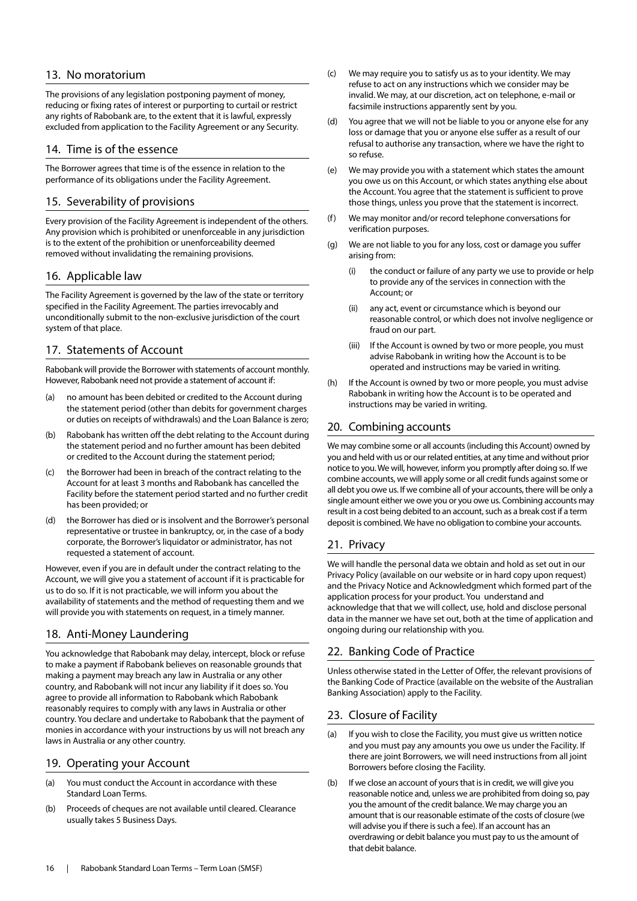## 13. No moratorium

The provisions of any legislation postponing payment of money, reducing or fixing rates of interest or purporting to curtail or restrict any rights of Rabobank are, to the extent that it is lawful, expressly excluded from application to the Facility Agreement or any Security.

## 14. Time is of the essence

The Borrower agrees that time is of the essence in relation to the performance of its obligations under the Facility Agreement.

## 15. Severability of provisions

Every provision of the Facility Agreement is independent of the others. Any provision which is prohibited or unenforceable in any jurisdiction is to the extent of the prohibition or unenforceability deemed removed without invalidating the remaining provisions.

## 16. Applicable law

The Facility Agreement is governed by the law of the state or territory specified in the Facility Agreement. The parties irrevocably and unconditionally submit to the non-exclusive jurisdiction of the court system of that place.

## 17. Statements of Account

Rabobank will provide the Borrower with statements of account monthly. However, Rabobank need not provide a statement of account if:

(a) no amount has been debited or credited to the Account during the statement period (other than debits for government charges or duties on receipts of withdrawals) and the Loan Balance is zero;

(b) Rabobank has written off the debt relating to the Account during the statement period and no further amount has been debited or credited to the Account during the statement period;

(c) the Borrower had been in breach of the contract relating to the Account for at least 3 months and Rabobank has cancelled the Facility before the statement period started and no further credit has been provided; or

(d) the Borrower has died or is insolvent and the Borrower's personal representative or trustee in bankruptcy, or, in the case of a body corporate, the Borrower's liquidator or administrator, has not requested a statement of account.

However, even if you are in default under the contract relating to the Account, we will give you a statement of account if it is practicable for us to do so. If it is not practicable, we will inform you about the availability of statements and the method of requesting them and we will provide you with statements on request, in a timely manner.

## 18. Anti-Money Laundering

You acknowledge that Rabobank may delay, intercept, block or refuse to make a payment if Rabobank believes on reasonable grounds that making a payment may breach any law in Australia or any other country, and Rabobank will not incur any liability if it does so. You agree to provide all information to Rabobank which Rabobank reasonably requires to comply with any laws in Australia or other country. You declare and undertake to Rabobank that the payment of monies in accordance with your instructions by us will not breach any laws in Australia or any other country.

## 19. Operating your Account

(a) You must conduct the Account in accordance with these Standard Loan Terms.

(b) Proceeds of cheques are not available until cleared. Clearance usually takes 5 Business Days.

(c) We may require you to satisfy us as to your identity. We may refuse to act on any instructions which we consider may be invalid. We may, at our discretion, act on telephone, e-mail or facsimile instructions apparently sent by you.

(d) You agree that we will not be liable to you or anyone else for any loss or damage that you or anyone else suffer as a result of our refusal to authorise any transaction, where we have the right to so refuse.

(e) We may provide you with a statement which states the amount you owe us on this Account, or which states anything else about the Account. You agree that the statement is sufficient to prove those things, unless you prove that the statement is incorrect.

(f) We may monitor and/or record telephone conversations for verification purposes.

(g) We are not liable to you for any loss, cost or damage you suffer arising from:

   (i) the conduct or failure of any party we use to provide or help to provide any of the services in connection with the Account; or

   (ii) any act, event or circumstance which is beyond our reasonable control, or which does not involve negligence or fraud on our part.

   (iii) If the Account is owned by two or more people, you must advise Rabobank in writing how the Account is to be operated and instructions may be varied in writing.

(h) If the Account is owned by two or more people, you must advise Rabobank in writing how the Account is to be operated and instructions may be varied in writing.

## 20. Combining accounts

We may combine some or all accounts (including this Account) owned by you and held with us or our related entities, at any time and without prior notice to you. We will, however, inform you promptly after doing so. If we combine accounts, we will apply some or all credit funds against some or all debt you owe us. If we combine all of your accounts, there will be only a single amount either we owe you or you owe us. Combining accounts may result in a cost being debited to an account, such as a break cost if a term deposit is combined. We have no obligation to combine your accounts.

## 21. Privacy

We will handle the personal data we obtain and hold as set out in our Privacy Policy (available on our website or in hard copy upon request) and the Privacy Notice and Acknowledgment which formed part of the application process for your product. You understand and acknowledge that that we will collect, use, hold and disclose personal data in the manner we have set out, both at the time of application and ongoing during our relationship with you.

## 22. Banking Code of Practice

Unless otherwise stated in the Letter of Offer, the relevant provisions of the Banking Code of Practice (available on the website of the Australian Banking Association) apply to the Facility.

## 23. Closure of Facility

(a) If you wish to close the Facility, you must give us written notice and you must pay any amounts you owe us under the Facility. If there are joint Borrowers, we will need instructions from all joint Borrowers before closing the Facility.

(b) If we close an account of yours that is in credit, we will give you reasonable notice and, unless we are prohibited from doing so, pay you the amount of the credit balance. We may charge you an amount that is our reasonable estimate of the costs of closure (we will advise you if there is such a fee). If an account has an overdrawing or debit balance you must pay to us the amount of that debit balance.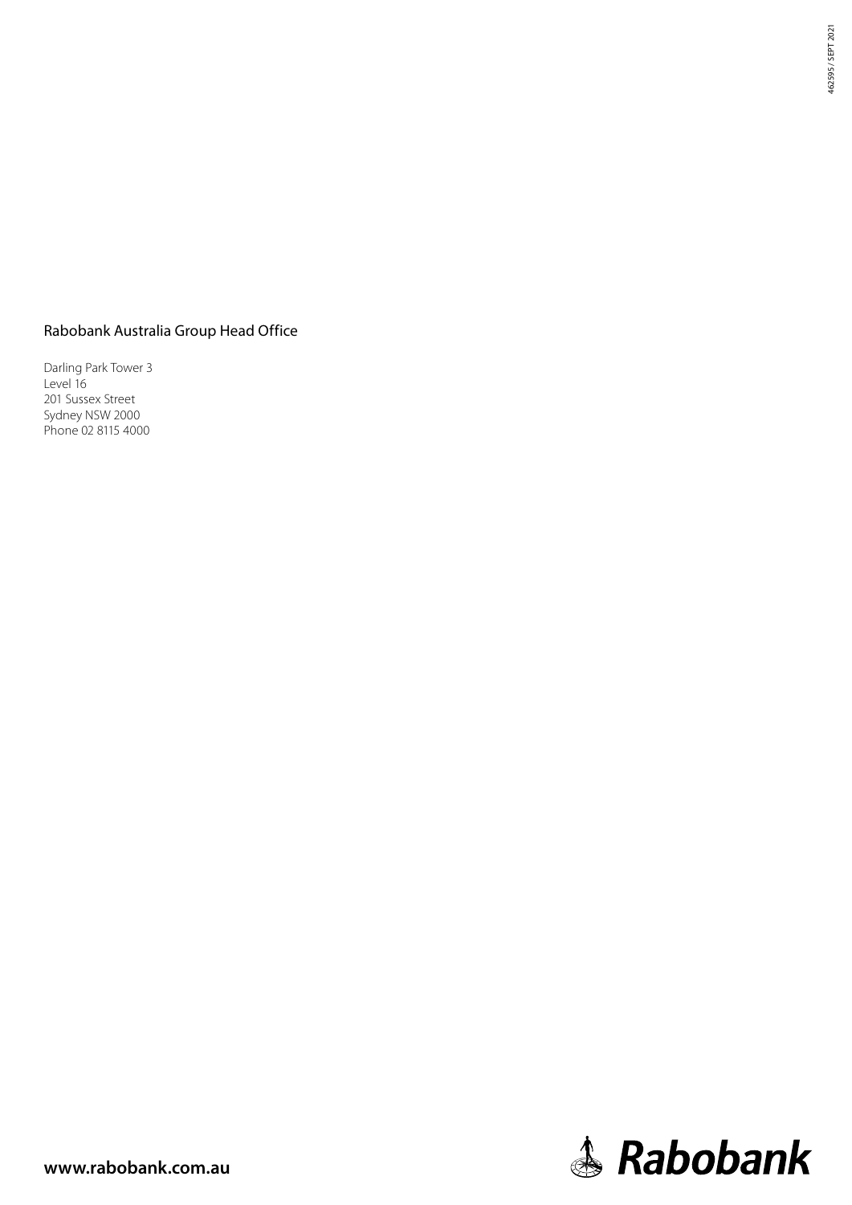462595 / SEPT 2021

Rabobank Australia Group Head Office

Darling Park Tower 3
Level 16
201 Sussex Street
Sydney NSW 2000
Phone 02 8115 4000

**www.rabobank.com.au**

Rabobank